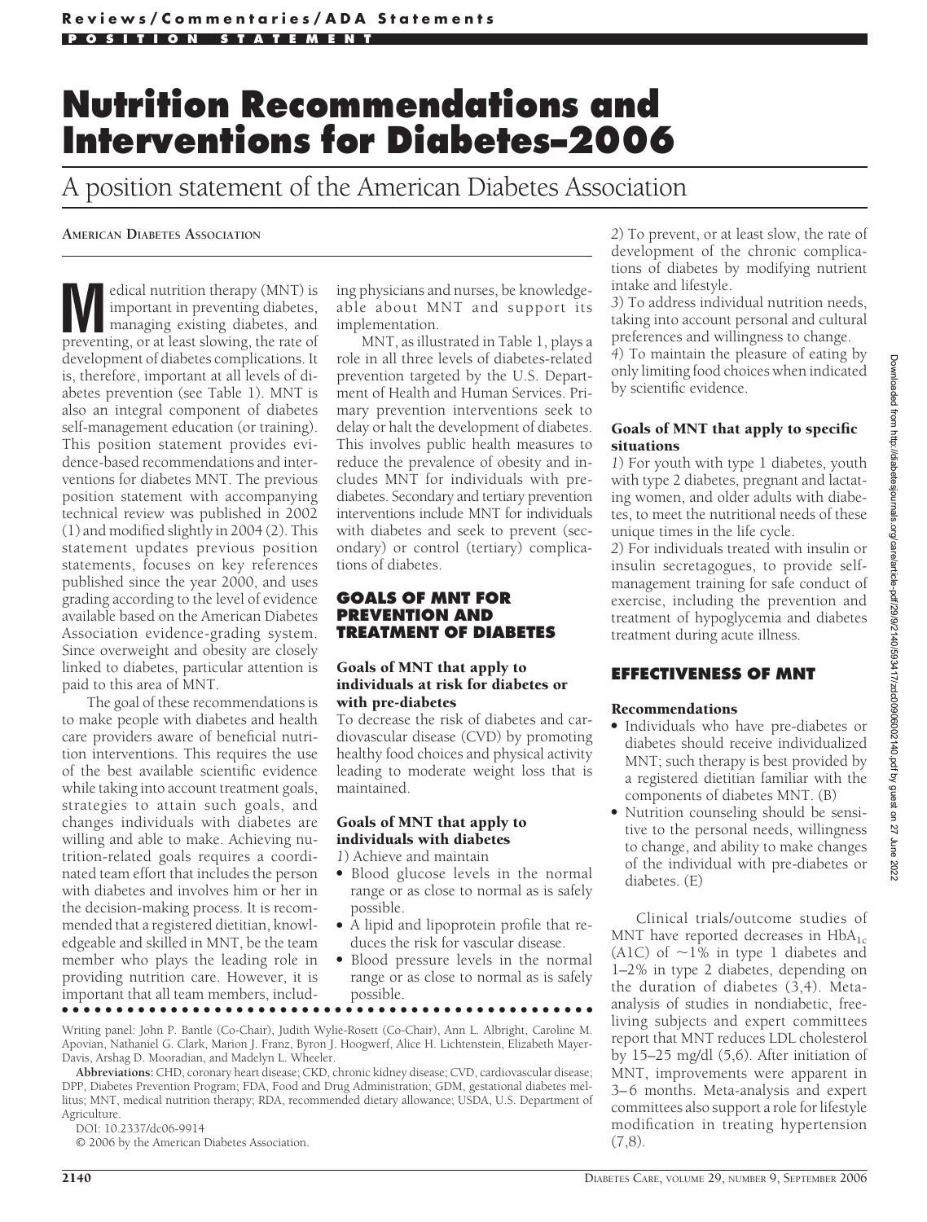# Nutrition Recommendations and Interventions for Diabetes–2006

## A position statement of the American Diabetes Association

**AMERICAN DIABETES ASSOCIATION**

Medical nutrition therapy (MNT) is important in preventing diabetes, managing existing diabetes, and preventing, or at least slowing, the rate of development of diabetes complications. It is, therefore, important at all levels of diabetes prevention (see Table 1). MNT is also an integral component of diabetes self-management education (or training). This position statement provides evidence-based recommendations and interventions for diabetes MNT. The previous position statement with accompanying technical review was published in 2002 (1) and modified slightly in 2004 (2). This statement updates previous position statements, focuses on key references published since the year 2000, and uses grading according to the level of evidence available based on the American Diabetes Association evidence-grading system. Since overweight and obesity are closely linked to diabetes, particular attention is paid to this area of MNT.

The goal of these recommendations is to make people with diabetes and health care providers aware of beneficial nutrition interventions. This requires the use of the best available scientific evidence while taking into account treatment goals, strategies to attain such goals, and changes individuals with diabetes are willing and able to make. Achieving nutrition-related goals requires a coordinated team effort that includes the person with diabetes and involves him or her in the decision-making process. It is recommended that a registered dietitian, knowledgeable and skilled in MNT, be the team member who plays the leading role in providing nutrition care. However, it is important that all team members, including physicians and nurses, be knowledgeable about MNT and support its implementation.

MNT, as illustrated in Table 1, plays a role in all three levels of diabetes-related prevention targeted by the U.S. Department of Health and Human Services. Primary prevention interventions seek to delay or halt the development of diabetes. This involves public health measures to reduce the prevalence of obesity and includes MNT for individuals with pre-diabetes. Secondary and tertiary prevention interventions include MNT for individuals with diabetes and seek to prevent (secondary) or control (tertiary) complications of diabetes.

## GOALS OF MNT FOR PREVENTION AND TREATMENT OF DIABETES

### Goals of MNT that apply to individuals at risk for diabetes or with pre-diabetes

To decrease the risk of diabetes and cardiovascular disease (CVD) by promoting healthy food choices and physical activity leading to moderate weight loss that is maintained.

### Goals of MNT that apply to individuals with diabetes

*1*) Achieve and maintain

- Blood glucose levels in the normal range or as close to normal as is safely possible.
- A lipid and lipoprotein profile that reduces the risk for vascular disease.
- Blood pressure levels in the normal range or as close to normal as is safely possible.

*2*) To prevent, or at least slow, the rate of development of the chronic complications of diabetes by modifying nutrient intake and lifestyle.

*3*) To address individual nutrition needs, taking into account personal and cultural preferences and willingness to change.

*4*) To maintain the pleasure of eating by only limiting food choices when indicated by scientific evidence.

### Goals of MNT that apply to specific situations

*1*) For youth with type 1 diabetes, youth with type 2 diabetes, pregnant and lactating women, and older adults with diabetes, to meet the nutritional needs of these unique times in the life cycle.

*2*) For individuals treated with insulin or insulin secretagogues, to provide self-management training for safe conduct of exercise, including the prevention and treatment of hypoglycemia and diabetes treatment during acute illness.

## EFFECTIVENESS OF MNT

### Recommendations

- Individuals who have pre-diabetes or diabetes should receive individualized MNT; such therapy is best provided by a registered dietitian familiar with the components of diabetes MNT. (B)
- Nutrition counseling should be sensitive to the personal needs, willingness to change, and ability to make changes of the individual with pre-diabetes or diabetes. (E)

Clinical trials/outcome studies of MNT have reported decreases in $HbA_{1c}$ (A1C) of ~1% in type 1 diabetes and 1–2% in type 2 diabetes, depending on the duration of diabetes (3,4). Meta-analysis of studies in nondiabetic, free-living subjects and expert committees report that MNT reduces LDL cholesterol by 15–25 mg/dl (5,6). After initiation of MNT, improvements were apparent in 3–6 months. Meta-analysis and expert committees also support a role for lifestyle modification in treating hypertension (7,8).

---

Writing panel: John P. Bantle (Co-Chair), Judith Wylie-Rosett (Co-Chair), Ann L. Albright, Caroline M. Apovian, Nathaniel G. Clark, Marion J. Franz, Byron J. Hoogwerf, Alice H. Lichtenstein, Elizabeth Mayer-Davis, Arshag D. Mooradian, and Madelyn L. Wheeler.

**Abbreviations:** CHD, coronary heart disease; CKD, chronic kidney disease; CVD, cardiovascular disease; DPP, Diabetes Prevention Program; FDA, Food and Drug Administration; GDM, gestational diabetes mellitus; MNT, medical nutrition therapy; RDA, recommended dietary allowance; USDA, U.S. Department of Agriculture.

DOI: 10.2337/dc06-9914

© 2006 by the American Diabetes Association.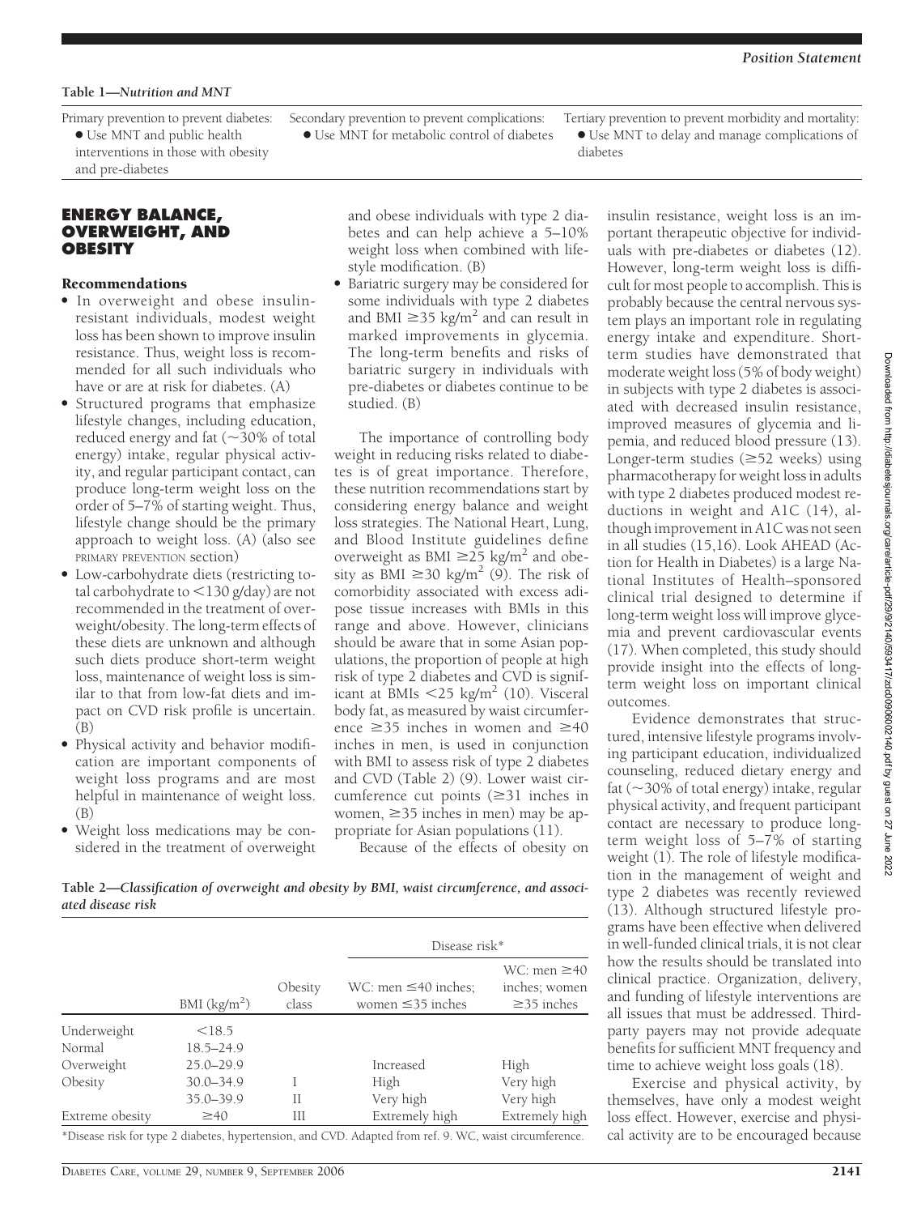**Table 1—*Nutrition and MNT***

| Primary prevention to prevent diabetes: | Secondary prevention to prevent complications: | Tertiary prevention to prevent morbidity and mortality: |
|---|---|---|
| • Use MNT and public health interventions in those with obesity and pre-diabetes | • Use MNT for metabolic control of diabetes | • Use MNT to delay and manage complications of diabetes |

## ENERGY BALANCE, OVERWEIGHT, AND OBESITY

### Recommendations

- In overweight and obese insulin-resistant individuals, modest weight loss has been shown to improve insulin resistance. Thus, weight loss is recommended for all such individuals who have or are at risk for diabetes. (A)
- Structured programs that emphasize lifestyle changes, including education, reduced energy and fat (~30% of total energy) intake, regular physical activity, and regular participant contact, can produce long-term weight loss on the order of 5–7% of starting weight. Thus, lifestyle change should be the primary approach to weight loss. (A) (also see PRIMARY PREVENTION section)
- Low-carbohydrate diets (restricting total carbohydrate to <130 g/day) are not recommended in the treatment of overweight/obesity. The long-term effects of these diets are unknown and although such diets produce short-term weight loss, maintenance of weight loss is similar to that from low-fat diets and impact on CVD risk profile is uncertain. (B)
- Physical activity and behavior modification are important components of weight loss programs and are most helpful in maintenance of weight loss. (B)
- Weight loss medications may be considered in the treatment of overweight and obese individuals with type 2 diabetes and can help achieve a 5–10% weight loss when combined with lifestyle modification. (B)
- Bariatric surgery may be considered for some individuals with type 2 diabetes and BMI ≥35 kg/m$^2$ and can result in marked improvements in glycemia. The long-term benefits and risks of bariatric surgery in individuals with pre-diabetes or diabetes continue to be studied. (B)

The importance of controlling body weight in reducing risks related to diabetes is of great importance. Therefore, these nutrition recommendations start by considering energy balance and weight loss strategies. The National Heart, Lung, and Blood Institute guidelines define overweight as BMI ≥25 kg/m$^2$ and obesity as BMI ≥30 kg/m$^2$ (9). The risk of comorbidity associated with excess adipose tissue increases with BMIs in this range and above. However, clinicians should be aware that in some Asian populations, the proportion of people at high risk of type 2 diabetes and CVD is significant at BMIs <25 kg/m$^2$ (10). Visceral body fat, as measured by waist circumference ≥35 inches in women and ≥40 inches in men, is used in conjunction with BMI to assess risk of type 2 diabetes and CVD (Table 2) (9). Lower waist circumference cut points (≥31 inches in women, ≥35 inches in men) may be appropriate for Asian populations (11).

Because of the effects of obesity on insulin resistance, weight loss is an important therapeutic objective for individuals with pre-diabetes or diabetes (12). However, long-term weight loss is difficult for most people to accomplish. This is probably because the central nervous system plays an important role in regulating energy intake and expenditure. Short-term studies have demonstrated that moderate weight loss (5% of body weight) in subjects with type 2 diabetes is associated with decreased insulin resistance, improved measures of glycemia and lipemia, and reduced blood pressure (13). Longer-term studies (≥52 weeks) using pharmacotherapy for weight loss in adults with type 2 diabetes produced modest reductions in weight and A1C (14), although improvement in A1C was not seen in all studies (15,16). Look AHEAD (Action for Health in Diabetes) is a large National Institutes of Health–sponsored clinical trial designed to determine if long-term weight loss will improve glycemia and prevent cardiovascular events (17). When completed, this study should provide insight into the effects of long-term weight loss on important clinical outcomes.

Evidence demonstrates that structured, intensive lifestyle programs involving participant education, individualized counseling, reduced dietary energy and fat (~30% of total energy) intake, regular physical activity, and frequent participant contact are necessary to produce long-term weight loss of 5–7% of starting weight (1). The role of lifestyle modification in the management of weight and type 2 diabetes was recently reviewed (13). Although structured lifestyle programs have been effective when delivered in well-funded clinical trials, it is not clear how the results should be translated into clinical practice. Organization, delivery, and funding of lifestyle interventions are all issues that must be addressed. Third-party payers may not provide adequate benefits for sufficient MNT frequency and time to achieve weight loss goals (18).

Exercise and physical activity, by themselves, have only a modest weight loss effect. However, exercise and physical activity are to be encouraged because

**Table 2—*Classification of overweight and obesity by BMI, waist circumference, and associated disease risk***

| | | | Disease risk* | |
|---|---|---|---|---|
| | BMI (kg/m$^2$) | Obesity class | WC: men ≤40 inches; women ≤35 inches | WC: men ≥40 inches; women ≥35 inches |
| Underweight | <18.5 | | | |
| Normal | 18.5–24.9 | | | |
| Overweight | 25.0–29.9 | | Increased | High |
| Obesity | 30.0–34.9 | I | High | Very high |
| | 35.0–39.9 | II | Very high | Very high |
| Extreme obesity | ≥40 | III | Extremely high | Extremely high |

*Disease risk for type 2 diabetes, hypertension, and CVD. Adapted from ref. 9. WC, waist circumference.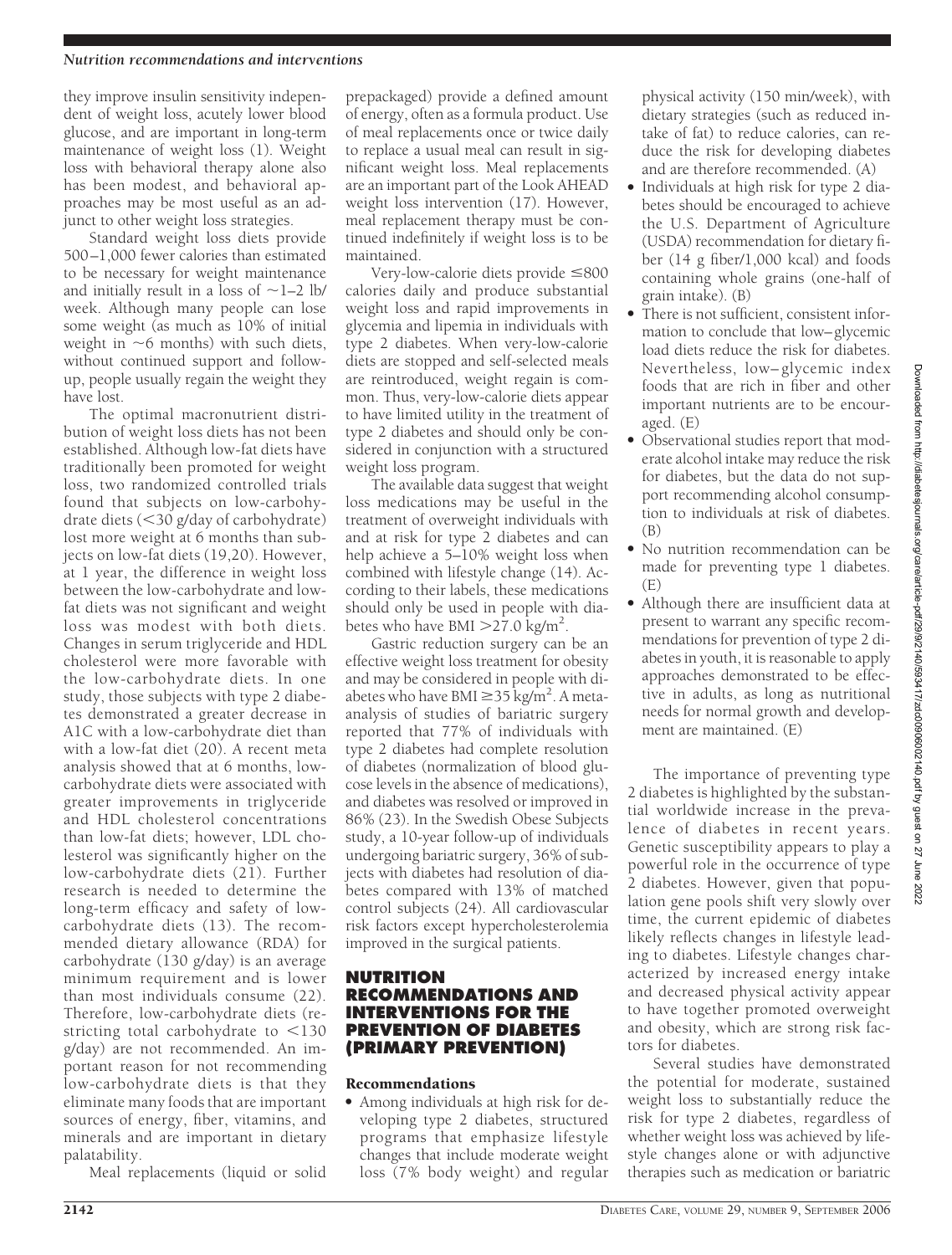they improve insulin sensitivity independent of weight loss, acutely lower blood glucose, and are important in long-term maintenance of weight loss (1). Weight loss with behavioral therapy alone also has been modest, and behavioral approaches may be most useful as an adjunct to other weight loss strategies.

Standard weight loss diets provide 500–1,000 fewer calories than estimated to be necessary for weight maintenance and initially result in a loss of ~1–2 lb/week. Although many people can lose some weight (as much as 10% of initial weight in ~6 months) with such diets, without continued support and follow-up, people usually regain the weight they have lost.

The optimal macronutrient distribution of weight loss diets has not been established. Although low-fat diets have traditionally been promoted for weight loss, two randomized controlled trials found that subjects on low-carbohydrate (<30 g/day of carbohydrate) lost more weight at 6 months than subjects on low-fat diets (19,20). However, at 1 year, the difference in weight loss between the low-carbohydrate and low-fat diets was not significant and weight loss was modest with both diets. Changes in serum triglyceride and HDL cholesterol were more favorable with the low-carbohydrate diets. In one study, those subjects with type 2 diabetes demonstrated a greater decrease in A1C with a low-carbohydrate diet than with a low-fat diet (20). A recent meta analysis showed that at 6 months, low-carbohydrate diets were associated with greater improvements in triglyceride and HDL cholesterol concentrations than low-fat diets; however, LDL cholesterol was significantly higher on the low-carbohydrate diets (21). Further research is needed to determine the long-term efficacy and safety of low-carbohydrate diets (13). The recommended dietary allowance (RDA) for carbohydrate (130 g/day) is an average minimum requirement and is lower than most individuals consume (22). Therefore, low-carbohydrate diets (restricting total carbohydrate to <130 g/day) are not recommended. An important reason for not recommending low-carbohydrate diets is that they eliminate many foods that are important sources of energy, fiber, vitamins, and minerals and are important in dietary palatability.

Meal replacements (liquid or solid prepackaged) provide a defined amount of energy, often as a formula product. Use of meal replacements once or twice daily to replace a usual meal can result in significant weight loss. Meal replacements are an important part of the Look AHEAD weight loss intervention (17). However, meal replacement therapy must be continued indefinitely if weight loss is to be maintained.

Very-low-calorie diets provide ≤800 calories daily and produce substantial weight loss and rapid improvements in glycemia and lipemia in individuals with type 2 diabetes. When very-low-calorie diets are stopped and self-selected meals are reintroduced, weight regain is common. Thus, very-low-calorie diets appear to have limited utility in the treatment of type 2 diabetes and should only be considered in conjunction with a structured weight loss program.

The available data suggest that weight loss medications may be useful in the treatment of overweight individuals with and at risk for type 2 diabetes and can help achieve a 5–10% weight loss when combined with lifestyle change (14). According to their labels, these medications should only be used in people with diabetes who have BMI >27.0 kg/m$^2$.

Gastric reduction surgery can be an effective weight loss treatment for obesity and may be considered in people with diabetes who have BMI ≥35 kg/m$^2$. A meta-analysis of studies of bariatric surgery reported that 77% of individuals with type 2 diabetes had complete resolution of diabetes (normalization of blood glucose levels in the absence of medications), and diabetes was resolved or improved in 86% (23). In the Swedish Obese Subjects study, a 10-year follow-up of individuals undergoing bariatric surgery, 36% of subjects with diabetes had resolution of diabetes compared with 13% of matched control subjects (24). All cardiovascular risk factors except hypercholesterolemia improved in the surgical patients.

## NUTRITION RECOMMENDATIONS AND INTERVENTIONS FOR THE PREVENTION OF DIABETES (PRIMARY PREVENTION)

### Recommendations

- Among individuals at high risk for developing type 2 diabetes, structured programs that emphasize lifestyle changes that include moderate weight loss (7% body weight) and regular physical activity (150 min/week), with dietary strategies (such as reduced intake of fat) to reduce calories, can reduce the risk for developing diabetes and are therefore recommended. (A)
- Individuals at high risk for type 2 diabetes should be encouraged to achieve the U.S. Department of Agriculture (USDA) recommendation for dietary fiber (14 g fiber/1,000 kcal) and foods containing whole grains (one-half of grain intake). (B)
- There is not sufficient, consistent information to conclude that low–glycemic load diets reduce the risk for diabetes. Nevertheless, low–glycemic index foods that are rich in fiber and other important nutrients are to be encouraged. (E)
- Observational studies report that moderate alcohol intake may reduce the risk for diabetes, but the data do not support recommending alcohol consumption to individuals at risk of diabetes. (B)
- No nutrition recommendation can be made for preventing type 1 diabetes. (E)
- Although there are insufficient data at present to warrant any specific recommendations for prevention of type 2 diabetes in youth, it is reasonable to apply approaches demonstrated to be effective in adults, as long as nutritional needs for normal growth and development are maintained. (E)

The importance of preventing type 2 diabetes is highlighted by the substantial worldwide increase in the prevalence of diabetes in recent years. Genetic susceptibility appears to play a powerful role in the occurrence of type 2 diabetes. However, given that population gene pools shift very slowly over time, the current epidemic of diabetes likely reflects changes in lifestyle leading to diabetes. Lifestyle changes characterized by increased energy intake and decreased physical activity appear to have together promoted overweight and obesity, which are strong risk factors for diabetes.

Several studies have demonstrated the potential for moderate, sustained weight loss to substantially reduce the risk for type 2 diabetes, regardless of whether weight loss was achieved by lifestyle changes alone or with adjunctive therapies such as medication or bariatric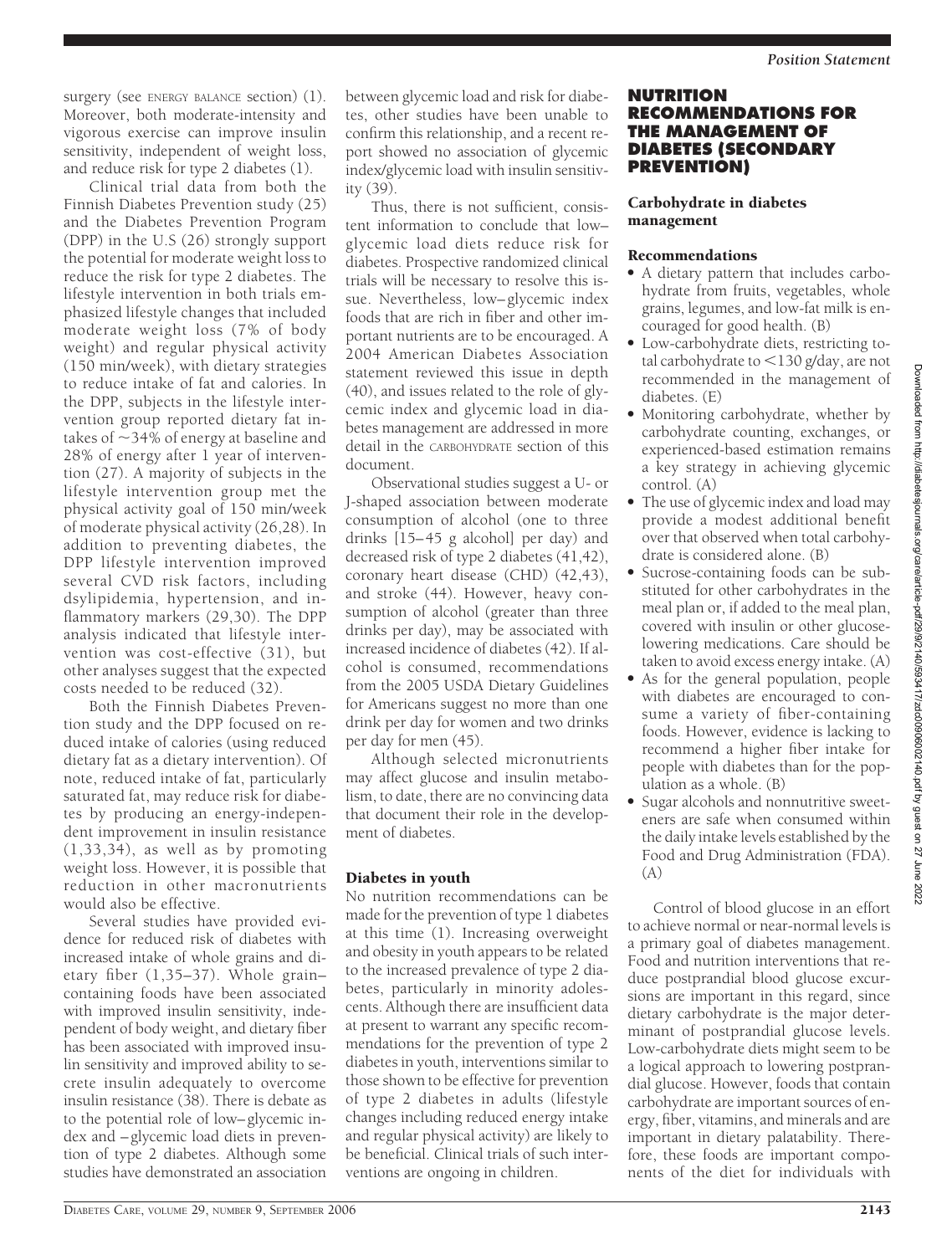surgery (see ENERGY BALANCE section) (1). Moreover, both moderate-intensity and vigorous exercise can improve insulin sensitivity, independent of weight loss, and reduce risk for type 2 diabetes (1).

Clinical trial data from both the Finnish Diabetes Prevention study (25) and the Diabetes Prevention Program (DPP) in the U.S (26) strongly support the potential for moderate weight loss to reduce the risk for type 2 diabetes. The lifestyle intervention in both trials emphasized lifestyle changes that included moderate weight loss (7% of body weight) and regular physical activity (150 min/week), with dietary strategies to reduce intake of fat and calories. In the DPP, subjects in the lifestyle intervention group reported dietary fat intakes of ~34% of energy at baseline and 28% of energy after 1 year of intervention (27). A majority of subjects in the lifestyle intervention group met the physical activity goal of 150 min/week of moderate physical activity (26,28). In addition to preventing diabetes, the DPP lifestyle intervention improved several CVD risk factors, including dsylipidemia, hypertension, and inflammatory markers (29,30). The DPP analysis indicated that lifestyle intervention was cost-effective (31), but other analyses suggest that the expected costs needed to be reduced (32).

Both the Finnish Diabetes Prevention study and the DPP focused on reduced intake of calories (using reduced dietary fat as a dietary intervention). Of note, reduced intake of fat, particularly saturated fat, may reduce risk for diabetes by producing an energy-independent improvement in insulin resistance (1,33,34), as well as by promoting weight loss. However, it is possible that reduction in other macronutrients would also be effective.

Several studies have provided evidence for reduced risk of diabetes with increased intake of whole grains and dietary fiber (1,35–37). Whole grain–containing foods have been associated with improved insulin sensitivity, independent of body weight, and dietary fiber has been associated with improved insulin sensitivity and improved ability to secrete insulin adequately to overcome insulin resistance (38). There is debate as to the potential role of low–glycemic index and –glycemic load diets in prevention of type 2 diabetes. Although some studies have demonstrated an association between glycemic load and risk for diabetes, other studies have been unable to confirm this relationship, and a recent report showed no association of glycemic index/glycemic load with insulin sensitivity (39).

Thus, there is not sufficient, consistent information to conclude that low–glycemic load diets reduce risk for diabetes. Prospective randomized clinical trials will be necessary to resolve this issue. Nevertheless, low–glycemic index foods that are rich in fiber and other important nutrients are to be encouraged. A 2004 American Diabetes Association statement reviewed this issue in depth (40), and issues related to the role of glycemic index and glycemic load in diabetes management are addressed in more detail in the CARBOHYDRATE section of this document.

Observational studies suggest a U- or J-shaped association between moderate consumption of alcohol (one to three drinks [15–45 g alcohol] per day) and decreased risk of type 2 diabetes (41,42), coronary heart disease (CHD) (42,43), and stroke (44). However, heavy consumption of alcohol (greater than three drinks per day), may be associated with increased incidence of diabetes (42). If alcohol is consumed, recommendations from the 2005 USDA Dietary Guidelines for Americans suggest no more than one drink per day for women and two drinks per day for men (45).

Although selected micronutrients may affect glucose and insulin metabolism, to date, there are no convincing data that document their role in the development of diabetes.

### Diabetes in youth

No nutrition recommendations can be made for the prevention of type 1 diabetes at this time (1). Increasing overweight and obesity in youth appears to be related to the increased prevalence of type 2 diabetes, particularly in minority adolescents. Although there are insufficient data at present to warrant any specific recommendations for the prevention of type 2 diabetes in youth, interventions similar to those shown to be effective for prevention of type 2 diabetes in adults (lifestyle changes including reduced energy intake and regular physical activity) are likely to be beneficial. Clinical trials of such interventions are ongoing in children.

## NUTRITION RECOMMENDATIONS FOR THE MANAGEMENT OF DIABETES (SECONDARY PREVENTION)

### Carbohydrate in diabetes management

#### Recommendations

- A dietary pattern that includes carbohydrate from fruits, vegetables, whole grains, legumes, and low-fat milk is encouraged for good health. (B)
- Low-carbohydrate diets, restricting total carbohydrate to <130 g/day, are not recommended in the management of diabetes. (E)
- Monitoring carbohydrate, whether by carbohydrate counting, exchanges, or experienced-based estimation remains a key strategy in achieving glycemic control. (A)
- The use of glycemic index and load may provide a modest additional benefit over that observed when total carbohydrate is considered alone. (B)
- Sucrose-containing foods can be substituted for other carbohydrates in the meal plan or, if added to the meal plan, covered with insulin or other glucose-lowering medications. Care should be taken to avoid excess energy intake. (A)
- As for the general population, people with diabetes are encouraged to consume a variety of fiber-containing foods. However, evidence is lacking to recommend a higher fiber intake for people with diabetes than for the population as a whole. (B)
- Sugar alcohols and nonnutritive sweeteners are safe when consumed within the daily intake levels established by the Food and Drug Administration (FDA). (A)

Control of blood glucose in an effort to achieve normal or near-normal levels is a primary goal of diabetes management. Food and nutrition interventions that reduce postprandial blood glucose excursions are important in this regard, since dietary carbohydrate is the major determinant of postprandial glucose levels. Low-carbohydrate diets might seem to be a logical approach to lowering postprandial glucose. However, foods that contain carbohydrate are important sources of energy, fiber, vitamins, and minerals and are important in dietary palatability. Therefore, these foods are important components of the diet for individuals with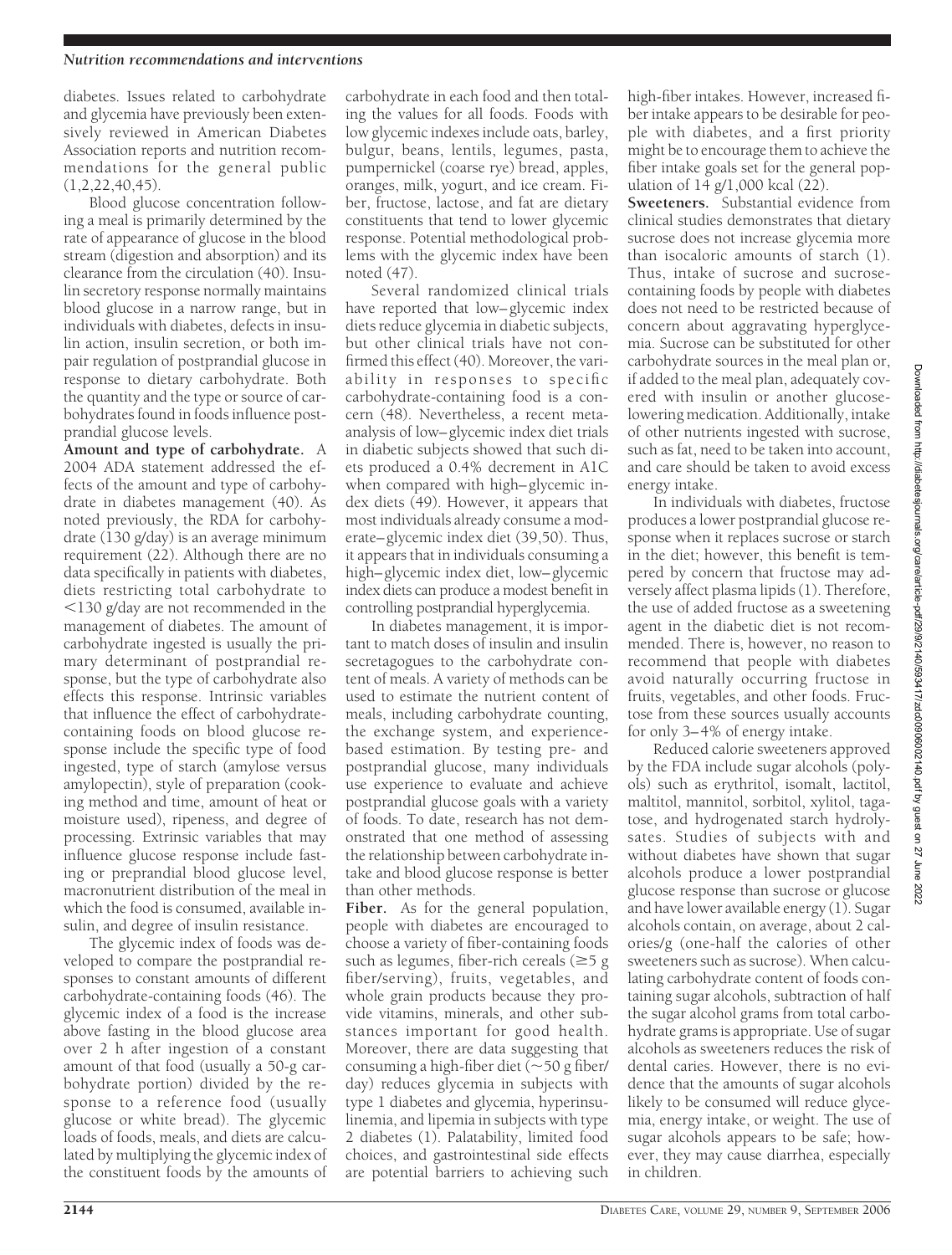diabetes. Issues related to carbohydrate and glycemia have previously been extensively reviewed in American Diabetes Association reports and nutrition recommendations for the general public (1,2,22,40,45).

Blood glucose concentration following a meal is primarily determined by the rate of appearance of glucose in the blood stream (digestion and absorption) and its clearance from the circulation (40). Insulin secretory response normally maintains blood glucose in a narrow range, but in individuals with diabetes, defects in insulin action, insulin secretion, or both impair regulation of postprandial glucose in response to dietary carbohydrate. Both the quantity and the type or source of carbohydrates found in foods influence postprandial glucose levels.

**Amount and type of carbohydrate.** A 2004 ADA statement addressed the effects of the amount and type of carbohydrate in diabetes management (40). As noted previously, the RDA for carbohydrate (130 g/day) is an average minimum requirement (22). Although there are no data specifically in patients with diabetes, diets restricting total carbohydrate to <130 g/day are not recommended in the management of diabetes. The amount of carbohydrate ingested is usually the primary determinant of postprandial response, but the type of carbohydrate also effects this response. Intrinsic variables that influence the effect of carbohydrate-containing foods on blood glucose response include the specific type of food ingested, type of starch (amylose versus amylopectin), style of preparation (cooking method and time, amount of heat or moisture used), ripeness, and degree of processing. Extrinsic variables that may influence glucose response include fasting or preprandial blood glucose level, macronutrient distribution of the meal in which the food is consumed, available insulin, and degree of insulin resistance.

The glycemic index of foods was developed to compare the postprandial responses to constant amounts of different carbohydrate-containing foods (46). The glycemic index of a food is the increase above fasting in the blood glucose area over 2 h after ingestion of a constant amount of that food (usually a 50-g carbohydrate portion) divided by the response to a reference food (usually glucose or white bread). The glycemic loads of foods, meals, and diets are calculated by multiplying the glycemic index of the constituent foods by the amounts of carbohydrate in each food and then totaling the values for all foods. Foods with low glycemic indexes include oats, barley, bulgur, beans, lentils, legumes, pasta, pumpernickel (coarse rye) bread, apples, oranges, milk, yogurt, and ice cream. Fiber, fructose, lactose, and fat are dietary constituents that tend to lower glycemic response. Potential methodological problems with the glycemic index have been noted (47).

Several randomized clinical trials have reported that low–glycemic index diets reduce glycemia in diabetic subjects, but other clinical trials have not confirmed this effect (40). Moreover, the variability in responses to specific carbohydrate-containing food is a concern (48). Nevertheless, a recent meta-analysis of low–glycemic index diet trials in diabetic subjects showed that such diets produced a 0.4% decrement in A1C when compared with high–glycemic index diets (49). However, it appears that most individuals already consume a moderate–glycemic index diet (39,50). Thus, it appears that in individuals consuming a high–glycemic index diet, low–glycemic index diets can produce a modest benefit in controlling postprandial hyperglycemia.

In diabetes management, it is important to match doses of insulin and insulin secretagogues to the carbohydrate content of meals. A variety of methods can be used to estimate the nutrient content of meals, including carbohydrate counting, the exchange system, and experience-based estimation. By testing pre- and postprandial glucose, many individuals use experience to evaluate and achieve postprandial glucose goals with a variety of foods. To date, research has not demonstrated that one method of assessing the relationship between carbohydrate intake and blood glucose response is better than other methods.

**Fiber.** As for the general population, people with diabetes are encouraged to choose a variety of fiber-containing foods such as legumes, fiber-rich cereals (≥5 g fiber/serving), fruits, vegetables, and whole grain products because they provide vitamins, minerals, and other substances important for good health. Moreover, there are data suggesting that consuming a high-fiber diet (~50 g fiber/day) reduces glycemia in subjects with type 1 diabetes and glycemia, hyperinsulinemia, and lipemia in subjects with type 2 diabetes (1). Palatability, limited food choices, and gastrointestinal side effects are potential barriers to achieving such high-fiber intakes. However, increased fiber intake appears to be desirable for people with diabetes, and a first priority might be to encourage them to achieve the fiber intake goals set for the general population of 14 g/1,000 kcal (22).

**Sweeteners.** Substantial evidence from clinical studies demonstrates that dietary sucrose does not increase glycemia more than isocaloric amounts of starch (1). Thus, intake of sucrose and sucrose-containing foods by people with diabetes does not need to be restricted because of concern about aggravating hyperglycemia. Sucrose can be substituted for other carbohydrate sources in the meal plan or, if added to the meal plan, adequately covered with insulin or another glucose-lowering medication. Additionally, intake of other nutrients ingested with sucrose, such as fat, need to be taken into account, and care should be taken to avoid excess energy intake.

In individuals with diabetes, fructose produces a lower postprandial glucose response when it replaces sucrose or starch in the diet; however, this benefit is tempered by concern that fructose may adversely affect plasma lipids (1). Therefore, the use of added fructose as a sweetening agent in the diabetic diet is not recommended. There is, however, no reason to recommend that people with diabetes avoid naturally occurring fructose in fruits, vegetables, and other foods. Fructose from these sources usually accounts for only 3–4% of energy intake.

Reduced calorie sweeteners approved by the FDA include sugar alcohols (polyols) such as erythritol, isomalt, lactitol, maltitol, mannitol, sorbitol, xylitol, tagatose, and hydrogenated starch hydrolysates. Studies of subjects with and without diabetes have shown that sugar alcohols produce a lower postprandial glucose response than sucrose or glucose and have lower available energy (1). Sugar alcohols contain, on average, about 2 calories/g (one-half the calories of other sweeteners such as sucrose). When calculating carbohydrate content of foods containing sugar alcohols, subtraction of half the sugar alcohol grams from total carbohydrate grams is appropriate. Use of sugar alcohols as sweeteners reduces the risk of dental caries. However, there is no evidence that the amounts of sugar alcohols likely to be consumed will reduce glycemia, energy intake, or weight. The use of sugar alcohols appears to be safe; however, they may cause diarrhea, especially in children.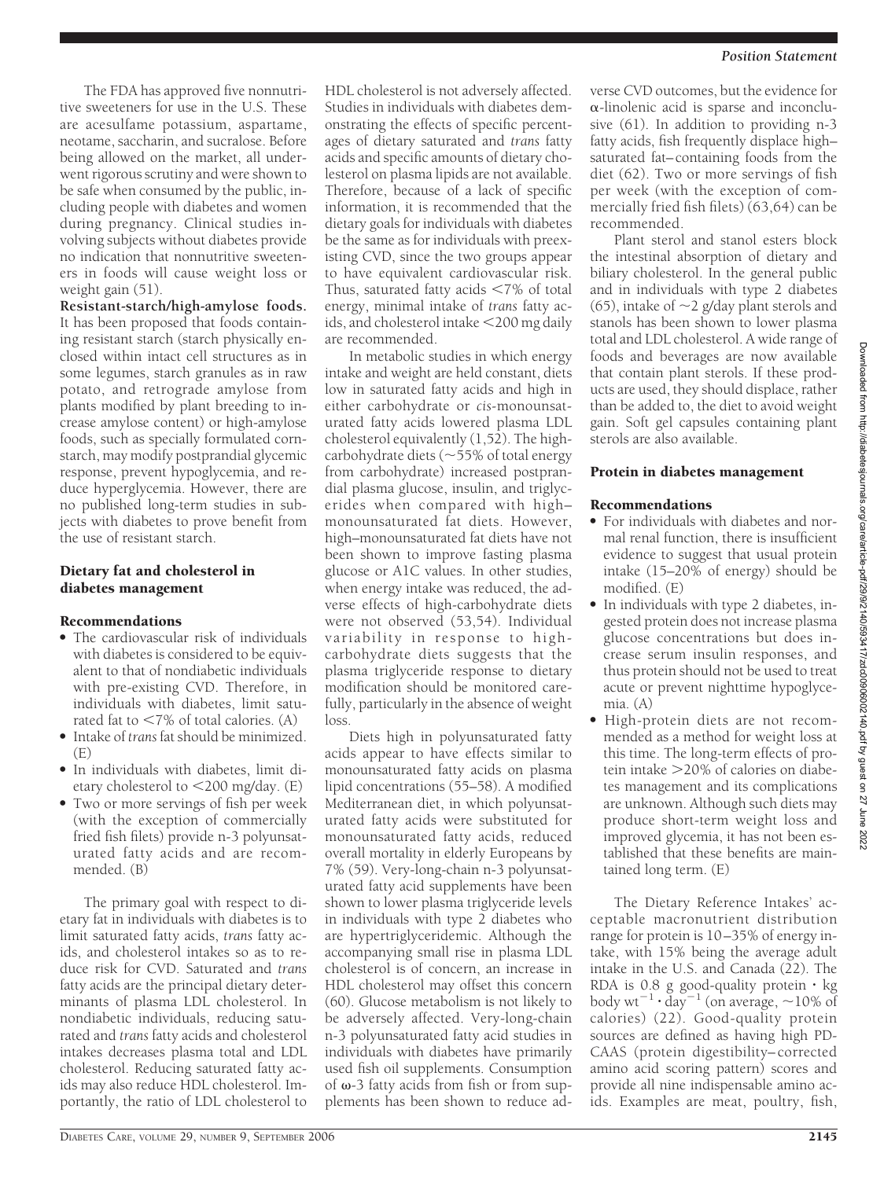The FDA has approved five nonnutritive sweeteners for use in the U.S. These are acesulfame potassium, aspartame, neotame, saccharin, and sucralose. Before being allowed on the market, all underwent rigorous scrutiny and were shown to be safe when consumed by the public, including people with diabetes and women during pregnancy. Clinical studies involving subjects without diabetes provide no indication that nonnutritive sweeteners in foods will cause weight loss or weight gain (51).

**Resistant-starch/high-amylose foods.** It has been proposed that foods containing resistant starch (starch physically enclosed within intact cell structures as in some legumes, starch granules as in raw potato, and retrograde amylose from plants modified by plant breeding to increase amylose content) or high-amylose foods, such as specially formulated cornstarch, may modify postprandial glycemic response, prevent hypoglycemia, and reduce hyperglycemia. However, there are no published long-term studies in subjects with diabetes to prove benefit from the use of resistant starch.

## Dietary fat and cholesterol in diabetes management

### Recommendations

- The cardiovascular risk of individuals with diabetes is considered to be equivalent to that of nondiabetic individuals with pre-existing CVD. Therefore, in individuals with diabetes, limit saturated fat to <7% of total calories. (A)
- Intake of *trans* fat should be minimized. (E)
- In individuals with diabetes, limit dietary cholesterol to <200 mg/day. (E)
- Two or more servings of fish per week (with the exception of commercially fried fish filets) provide n-3 polyunsaturated fatty acids and are recommended. (B)

The primary goal with respect to dietary fat in individuals with diabetes is to limit saturated fatty acids, *trans* fatty acids, and cholesterol intakes so as to reduce risk for CVD. Saturated and *trans* fatty acids are the principal dietary determinants of plasma LDL cholesterol. In nondiabetic individuals, reducing saturated and *trans* fatty acids and cholesterol intakes decreases plasma total and LDL cholesterol. Reducing saturated fatty acids may also reduce HDL cholesterol. Importantly, the ratio of LDL cholesterol to HDL cholesterol is not adversely affected. Studies in individuals with diabetes demonstrating the effects of specific percentages of dietary saturated and *trans* fatty acids and specific amounts of dietary cholesterol on plasma lipids are not available. Therefore, because of a lack of specific information, it is recommended that the dietary goals for individuals with diabetes be the same as for individuals with preexisting CVD, since the two groups appear to have equivalent cardiovascular risk. Thus, saturated fatty acids <7% of total energy, minimal intake of *trans* fatty acids, and cholesterol intake <200 mg daily are recommended.

In metabolic studies in which energy intake and weight are held constant, diets low in saturated fatty acids and high in either carbohydrate or *cis*-monounsaturated fatty acids lowered plasma LDL cholesterol equivalently (1,52). The high-carbohydrate diets (~55% of total energy from carbohydrate) increased postprandial plasma glucose, insulin, and triglycerides when compared with high–monounsaturated fat diets. However, high–monounsaturated fat diets have not been shown to improve fasting plasma glucose or A1C values. In other studies, when energy intake was reduced, the adverse effects of high-carbohydrate diets were not observed (53,54). Individual variability in response to high-carbohydrate diets suggests that the plasma triglyceride response to dietary modification should be monitored carefully, particularly in the absence of weight loss.

Diets high in polyunsaturated fatty acids appear to have effects similar to monounsaturated fatty acids on plasma lipid concentrations (55–58). A modified Mediterranean diet, in which polyunsaturated fatty acids were substituted for monounsaturated fatty acids, reduced overall mortality in elderly Europeans by 7% (59). Very-long-chain n-3 polyunsaturated fatty acid supplements have been shown to lower plasma triglyceride levels in individuals with type 2 diabetes who are hypertriglyceridemic. Although the accompanying small rise in plasma LDL cholesterol is of concern, an increase in HDL cholesterol may offset this concern (60). Glucose metabolism is not likely to be adversely affected. Very-long-chain n-3 polyunsaturated fatty acid studies in individuals with diabetes have primarily used fish oil supplements. Consumption of ω-3 fatty acids from fish or from supplements has been shown to reduce adverse CVD outcomes, but the evidence for α-linolenic acid is sparse and inconclusive (61). In addition to providing n-3 fatty acids, fish frequently displace high–saturated fat–containing foods from the diet (62). Two or more servings of fish per week (with the exception of commercially fried fish filets) (63,64) can be recommended.

Plant sterol and stanol esters block the intestinal absorption of dietary and biliary cholesterol. In the general public and in individuals with type 2 diabetes (65), intake of ~2 g/day plant sterols and stanols has been shown to lower plasma total and LDL cholesterol. A wide range of foods and beverages are now available that contain plant sterols. If these products are used, they should displace, rather than be added to, the diet to avoid weight gain. Soft gel capsules containing plant sterols are also available.

## Protein in diabetes management

### Recommendations

- For individuals with diabetes and normal renal function, there is insufficient evidence to suggest that usual protein intake (15–20% of energy) should be modified. (E)
- In individuals with type 2 diabetes, ingested protein does not increase plasma glucose concentrations but does increase serum insulin responses, and thus protein should not be used to treat acute or prevent nighttime hypoglycemia. (A)
- High-protein diets are not recommended as a method for weight loss at this time. The long-term effects of protein intake >20% of calories on diabetes management and its complications are unknown. Although such diets may produce short-term weight loss and improved glycemia, it has not been established that these benefits are maintained long term. (E)

The Dietary Reference Intakes' acceptable macronutrient distribution range for protein is 10–35% of energy intake, with 15% being the average adult intake in the U.S. and Canada (22). The RDA is 0.8 g good-quality protein · kg body wt$^{-1}$ · day$^{-1}$ (on average, ~10% of calories) (22). Good-quality protein sources are defined as having high PDCAAS (protein digestibility–corrected amino acid scoring pattern) scores and provide all nine indispensable amino acids. Examples are meat, poultry, fish,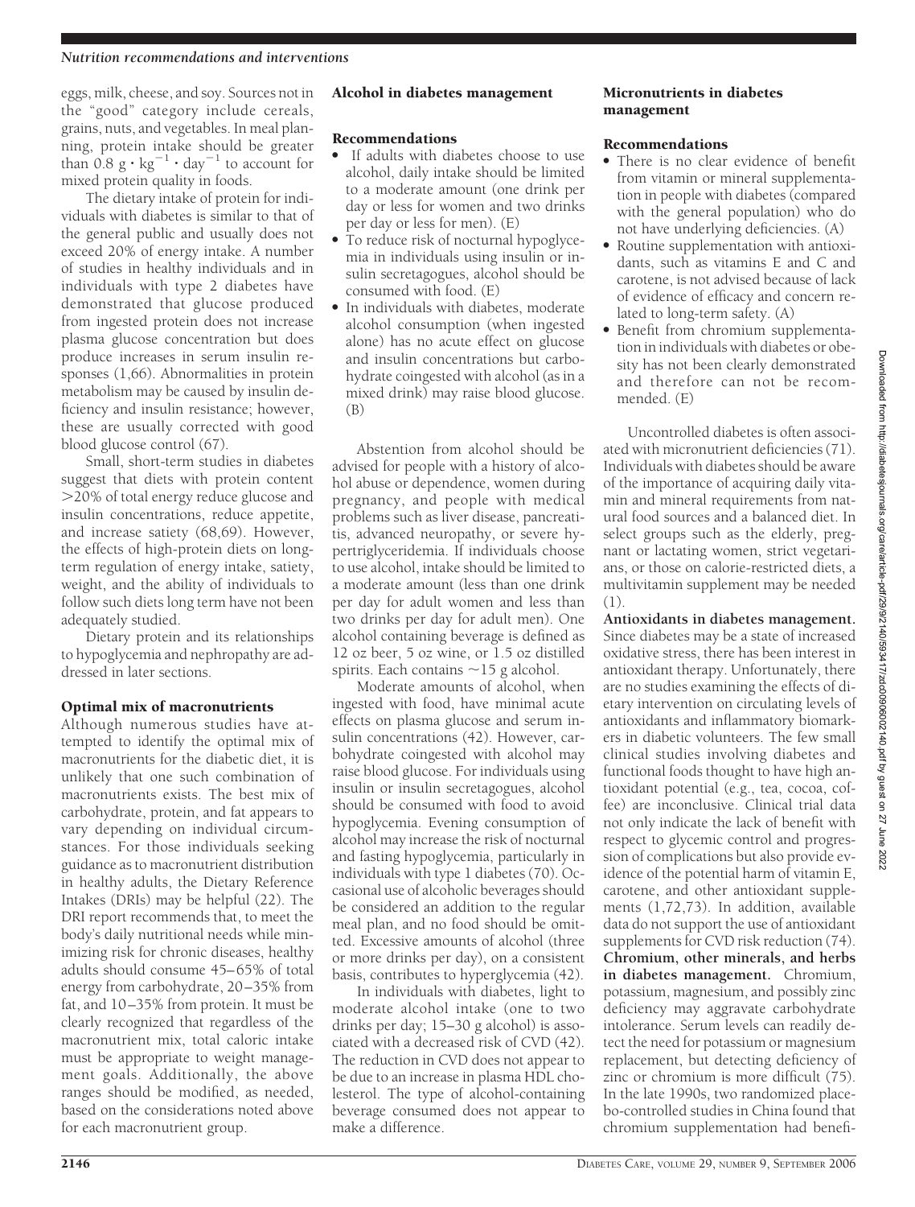eggs, milk, cheese, and soy. Sources not in the "good" category include cereals, grains, nuts, and vegetables. In meal planning, protein intake should be greater than $0.8 \text{ g} \cdot \text{kg}^{-1} \cdot \text{day}^{-1}$ to account for mixed protein quality in foods.

The dietary intake of protein for individuals with diabetes is similar to that of the general public and usually does not exceed 20% of energy intake. A number of studies in healthy individuals and in individuals with type 2 diabetes have demonstrated that glucose produced from ingested protein does not increase plasma glucose concentration but does produce increases in serum insulin responses (1,66). Abnormalities in protein metabolism may be caused by insulin deficiency and insulin resistance; however, these are usually corrected with good blood glucose control (67).

Small, short-term studies in diabetes suggest that diets with protein content >20% of total energy reduce glucose and insulin concentrations, reduce appetite, and increase satiety (68,69). However, the effects of high-protein diets on long-term regulation of energy intake, satiety, weight, and the ability of individuals to follow such diets long term have not been adequately studied.

Dietary protein and its relationships to hypoglycemia and nephropathy are addressed in later sections.

## Optimal mix of macronutrients

Although numerous studies have attempted to identify the optimal mix of macronutrients for the diabetic diet, it is unlikely that one such combination of macronutrients exists. The best mix of carbohydrate, protein, and fat appears to vary depending on individual circumstances. For those individuals seeking guidance as to macronutrient distribution in healthy adults, the Dietary Reference Intakes (DRIs) may be helpful (22). The DRI report recommends that, to meet the body's daily nutritional needs while minimizing risk for chronic diseases, healthy adults should consume 45–65% of total energy from carbohydrate, 20–35% from fat, and 10–35% from protein. It must be clearly recognized that regardless of the macronutrient mix, total caloric intake must be appropriate to weight management goals. Additionally, the above ranges should be modified, as needed, based on the considerations noted above for each macronutrient group.

## Alcohol in diabetes management

### Recommendations

- If adults with diabetes choose to use alcohol, daily intake should be limited to a moderate amount (one drink per day or less for women and two drinks per day or less for men). (E)
- To reduce risk of nocturnal hypoglycemia in individuals using insulin or insulin secretagogues, alcohol should be consumed with food. (E)
- In individuals with diabetes, moderate alcohol consumption (when ingested alone) has no acute effect on glucose and insulin concentrations but carbohydrate coingested with alcohol (as in a mixed drink) may raise blood glucose. (B)

Abstention from alcohol should be advised for people with a history of alcohol abuse or dependence, women during pregnancy, and people with medical problems such as liver disease, pancreatitis, advanced neuropathy, or severe hypertriglyceridemia. If individuals choose to use alcohol, intake should be limited to a moderate amount (less than one drink per day for adult women and less than two drinks per day for adult men). One alcohol containing beverage is defined as 12 oz beer, 5 oz wine, or 1.5 oz distilled spirits. Each contains ~15 g alcohol.

Moderate amounts of alcohol, when ingested with food, have minimal acute effects on plasma glucose and serum insulin concentrations (42). However, carbohydrate coingested with alcohol may raise blood glucose. For individuals using insulin or insulin secretagogues, alcohol should be consumed with food to avoid hypoglycemia. Evening consumption of alcohol may increase the risk of nocturnal and fasting hypoglycemia, particularly in individuals with type 1 diabetes (70). Occasional use of alcoholic beverages should be considered an addition to the regular meal plan, and no food should be omitted. Excessive amounts of alcohol (three or more drinks per day), on a consistent basis, contributes to hyperglycemia (42).

In individuals with diabetes, light to moderate alcohol intake (one to two drinks per day; 15–30 g alcohol) is associated with a decreased risk of CVD (43). The reduction in CVD does not appear to be due to an increase in plasma HDL cholesterol. The type of alcohol-containing beverage consumed does not appear to make a difference.

## Micronutrients in diabetes management

### Recommendations

- There is no clear evidence of benefit from vitamin or mineral supplementation in people with diabetes (compared with the general population) who do not have underlying deficiencies. (A)
- Routine supplementation with antioxidants, such as vitamins E and C and carotene, is not advised because of lack of evidence of efficacy and concern related to long-term safety. (A)
- Benefit from chromium supplementation in individuals with diabetes or obesity has not been clearly demonstrated and therefore can not be recommended. (E)

Uncontrolled diabetes is often associated with micronutrient deficiencies (71). Individuals with diabetes should be aware of the importance of acquiring daily vitamin and mineral requirements from natural food sources and a balanced diet. In select groups such as the elderly, pregnant or lactating women, strict vegetarians, or those on calorie-restricted diets, a multivitamin supplement may be needed (1).

**Antioxidants in diabetes management.** Since diabetes may be a state of increased oxidative stress, there has been interest in antioxidant therapy. Unfortunately, there are no studies examining the effects of dietary intervention on circulating levels of antioxidants and inflammatory biomarkers in diabetic volunteers. The few small clinical studies involving diabetes and functional foods thought to have high antioxidant potential (e.g., tea, cocoa, coffee) are inconclusive. Clinical trial data not only indicate the lack of benefit with respect to glycemic control and progression of complications but also provide evidence of the potential harm of vitamin E, carotene, and other antioxidant supplements (1,72,73). In addition, available data do not support the use of antioxidant supplements for CVD risk reduction (74).

**Chromium, other minerals, and herbs in diabetes management.** Chromium, potassium, magnesium, and possibly zinc deficiency may aggravate carbohydrate intolerance. Serum levels can readily detect the need for potassium or magnesium replacement, but detecting deficiency of zinc or chromium is more difficult (75). In the late 1990s, two randomized placebo-controlled studies in China found that chromium supplementation had benefi-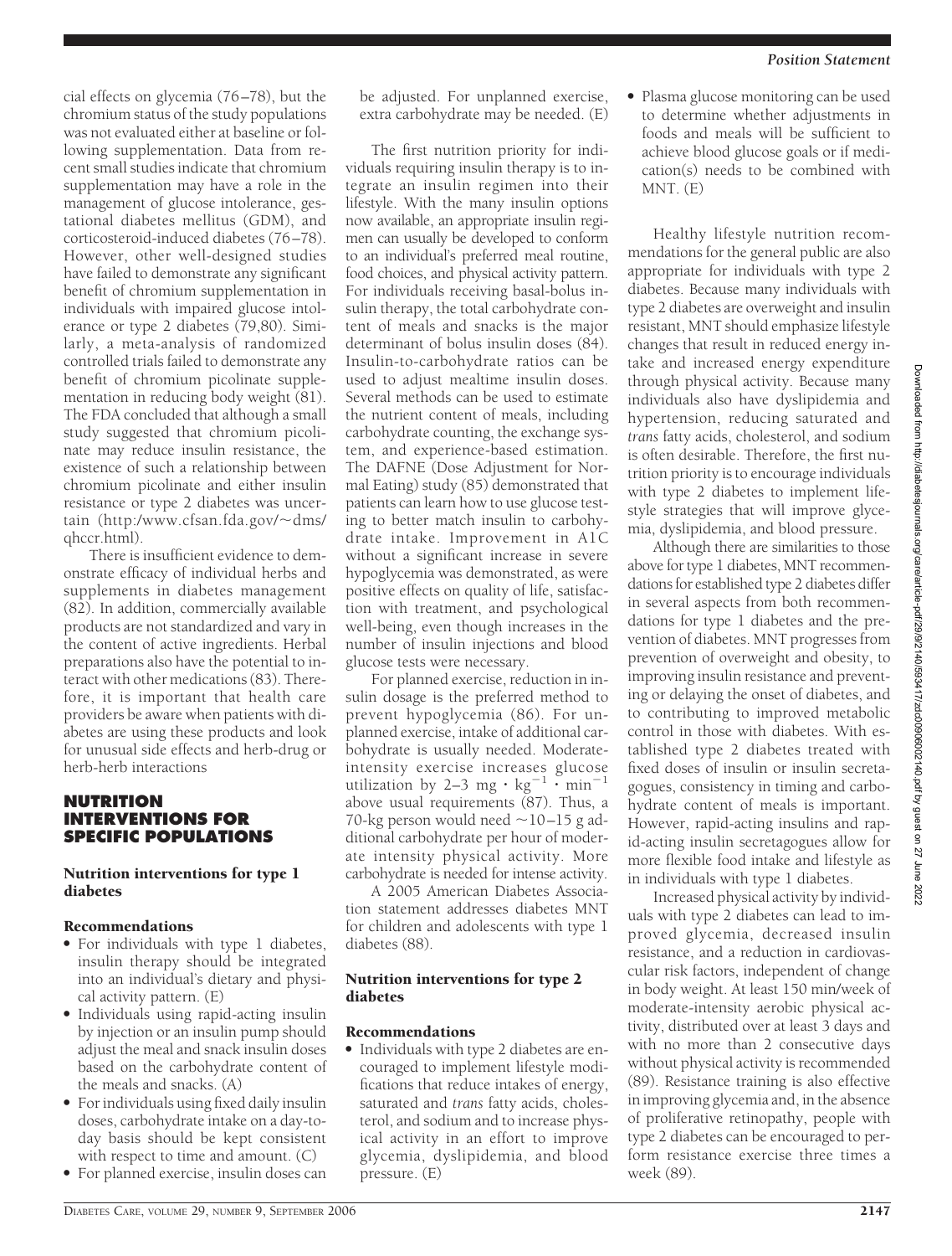cial effects on glycemia (76–78), but the chromium status of the study populations was not evaluated either at baseline or following supplementation. Data from recent small studies indicate that chromium supplementation may have a role in the management of glucose intolerance, gestational diabetes mellitus (GDM), and corticosteroid-induced diabetes (76–78). However, other well-designed studies have failed to demonstrate any significant benefit of chromium supplementation in individuals with impaired glucose intolerance or type 2 diabetes (79,80). Similarly, a meta-analysis of randomized controlled trials failed to demonstrate any benefit of chromium picolinate supplementation in reducing body weight (81). The FDA concluded that although a small study suggested that chromium picolinate may reduce insulin resistance, the existence of such a relationship between chromium picolinate and either insulin resistance or type 2 diabetes was uncertain (http:/www.cfsan.fda.gov/~dms/qhccr.html).

There is insufficient evidence to demonstrate efficacy of individual herbs and supplements in diabetes management (82). In addition, commercially available products are not standardized and vary in the content of active ingredients. Herbal preparations also have the potential to interact with other medications (83). Therefore, it is important that health care providers be aware when patients with diabetes are using these products and look for unusual side effects and herb-drug or herb-herb interactions

## NUTRITION INTERVENTIONS FOR SPECIFIC POPULATIONS

### Nutrition interventions for type 1 diabetes

#### Recommendations

- For individuals with type 1 diabetes, insulin therapy should be integrated into an individual's dietary and physical activity pattern. (E)
- Individuals using rapid-acting insulin by injection or an insulin pump should adjust the meal and snack insulin doses based on the carbohydrate content of the meals and snacks. (A)
- For individuals using fixed daily insulin doses, carbohydrate intake on a day-to-day basis should be kept consistent with respect to time and amount. (C)
- For planned exercise, insulin doses can be adjusted. For unplanned exercise, extra carbohydrate may be needed. (E)

The first nutrition priority for individuals requiring insulin therapy is to integrate an insulin regimen into their lifestyle. With the many insulin options now available, an appropriate insulin regimen can usually be developed to conform to an individual's preferred meal routine, food choices, and physical activity pattern. For individuals receiving basal-bolus insulin therapy, the total carbohydrate content of meals and snacks is the major determinant of bolus insulin doses (84). Insulin-to-carbohydrate ratios can be used to adjust mealtime insulin doses. Several methods can be used to estimate the nutrient content of meals, including carbohydrate counting, the exchange system, and experience-based estimation. The DAFNE (Dose Adjustment for Normal Eating) study (85) demonstrated that patients can learn how to use glucose testing to better match insulin to carbohydrate intake. Improvement in A1C without a significant increase in severe hypoglycemia was demonstrated, as were positive effects on quality of life, satisfaction with treatment, and psychological well-being, even though increases in the number of insulin injections and blood glucose tests were necessary.

For planned exercise, reduction in insulin dosage is the preferred method to prevent hypoglycemia (86). For unplanned exercise, intake of additional carbohydrate is usually needed. Moderate-intensity exercise increases glucose utilization by 2–3 $mg \cdot kg^{-1} \cdot min^{-1}$ above usual requirements (87). Thus, a 70-kg person would need ~10–15 g additional carbohydrate per hour of moderate intensity physical activity. More carbohydrate is needed for intense activity.

A 2005 American Diabetes Association statement addresses diabetes MNT for children and adolescents with type 1 diabetes (88).

### Nutrition interventions for type 2 diabetes

#### Recommendations

- Individuals with type 2 diabetes are encouraged to implement lifestyle modifications that reduce intakes of energy, saturated and *trans* fatty acids, cholesterol, and sodium and to increase physical activity in an effort to improve glycemia, dyslipidemia, and blood pressure. (E)
- Plasma glucose monitoring can be used to determine whether adjustments in foods and meals will be sufficient to achieve blood glucose goals or if medication(s) needs to be combined with MNT. (E)

Healthy lifestyle nutrition recommendations for the general public are also appropriate for individuals with type 2 diabetes. Because many individuals with type 2 diabetes are overweight and insulin resistant, MNT should emphasize lifestyle changes that result in reduced energy intake and increased energy expenditure through physical activity. Because many individuals also have dyslipidemia and hypertension, reducing saturated and *trans* fatty acids, cholesterol, and sodium is often desirable. Therefore, the first nutrition priority is to encourage individuals with type 2 diabetes to implement lifestyle strategies that will improve glycemia, dyslipidemia, and blood pressure.

Although there are similarities to those above for type 1 diabetes, MNT recommendations for established type 2 diabetes differ in several aspects from both recommendations for type 1 diabetes and the prevention of diabetes. MNT progresses from prevention of overweight and obesity, to improving insulin resistance and preventing or delaying the onset of diabetes, and to contributing to improved metabolic control in those with diabetes. With established type 2 diabetes treated with fixed doses of insulin or insulin secretagogues, consistency in timing and carbohydrate content of meals is important. However, rapid-acting insulins and rapid-acting insulin secretagogues allow for more flexible food intake and lifestyle as in individuals with type 1 diabetes.

Increased physical activity by individuals with type 2 diabetes can lead to improved glycemia, decreased insulin resistance, and a reduction in cardiovascular risk factors, independent of change in body weight. At least 150 min/week of moderate-intensity aerobic physical activity, distributed over at least 3 days and with no more than 2 consecutive days without physical activity is recommended (89). Resistance training is also effective in improving glycemia and, in the absence of proliferative retinopathy, people with type 2 diabetes can be encouraged to perform resistance exercise three times a week (89).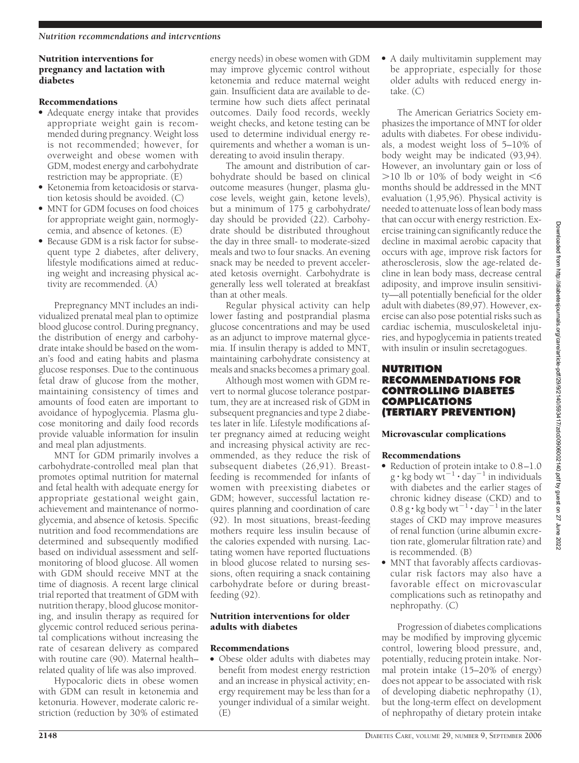### Nutrition interventions for pregnancy and lactation with diabetes

#### Recommendations

- Adequate energy intake that provides appropriate weight gain is recommended during pregnancy. Weight loss is not recommended; however, for overweight and obese women with GDM, modest energy and carbohydrate restriction may be appropriate. (E)
- Ketonemia from ketoacidosis or starvation ketosis should be avoided. (C)
- MNT for GDM focuses on food choices for appropriate weight gain, normoglycemia, and absence of ketones. (E)
- Because GDM is a risk factor for subsequent type 2 diabetes, after delivery, lifestyle modifications aimed at reducing weight and increasing physical activity are recommended. (A)

Prepregnancy MNT includes an individualized prenatal meal plan to optimize blood glucose control. During pregnancy, the distribution of energy and carbohydrate intake should be based on the woman's food and eating habits and plasma glucose responses. Due to the continuous fetal draw of glucose from the mother, maintaining consistency of times and amounts of food eaten are important to avoidance of hypoglycemia. Plasma glucose monitoring and daily food records provide valuable information for insulin and meal plan adjustments.

MNT for GDM primarily involves a carbohydrate-controlled meal plan that promotes optimal nutrition for maternal and fetal health with adequate energy for appropriate gestational weight gain, achievement and maintenance of normoglycemia, and absence of ketosis. Specific nutrition and food recommendations are determined and subsequently modified based on individual assessment and self-monitoring of blood glucose. All women with GDM should receive MNT at the time of diagnosis. A recent large clinical trial reported that treatment of GDM with nutrition therapy, blood glucose monitoring, and insulin therapy as required for glycemic control reduced serious perinatal complications without increasing the rate of cesarean delivery as compared with routine care (90). Maternal health–related quality of life was also improved.

Hypocaloric diets in obese women with GDM can result in ketonemia and ketonuria. However, moderate caloric restriction (reduction by 30% of estimated energy needs) in obese women with GDM may improve glycemic control without ketonemia and reduce maternal weight gain. Insufficient data are available to determine how such diets affect perinatal outcomes. Daily food records, weekly weight checks, and ketone testing can be used to determine individual energy requirements and whether a woman is undereating to avoid insulin therapy.

The amount and distribution of carbohydrate should be based on clinical outcome measures (hunger, plasma glucose levels, weight gain, ketone levels), but a minimum of 175 g carbohydrate/day should be provided (22). Carbohydrate should be distributed throughout the day in three small- to moderate-sized meals and two to four snacks. An evening snack may be needed to prevent accelerated ketosis overnight. Carbohydrate is generally less well tolerated at breakfast than at other meals.

Regular physical activity can help lower fasting and postprandial plasma glucose concentrations and may be used as an adjunct to improve maternal glycemia. If insulin therapy is added to MNT, maintaining carbohydrate consistency at meals and snacks becomes a primary goal.

Although most women with GDM revert to normal glucose tolerance postpartum, they are at increased risk of GDM in subsequent pregnancies and type 2 diabetes later in life. Lifestyle modifications after pregnancy aimed at reducing weight and increasing physical activity are recommended, as they reduce the risk of subsequent diabetes (26,91). Breast-feeding is recommended for infants of women with preexisting diabetes or GDM; however, successful lactation requires planning and coordination of care (92). In most situations, breast-feeding mothers require less insulin because of the calories expended with nursing. Lactating women have reported fluctuations in blood glucose related to nursing sessions, often requiring a snack containing carbohydrate before or during breast-feeding (92).

### Nutrition interventions for older adults with diabetes

#### Recommendations

- Obese older adults with diabetes may benefit from modest energy restriction and an increase in physical activity; energy requirement may be less than for a younger individual of a similar weight. (E)
- A daily multivitamin supplement may be appropriate, especially for those older adults with reduced energy intake. (C)

The American Geriatrics Society emphasizes the importance of MNT for older adults with diabetes. For obese individuals, a modest weight loss of 5–10% of body weight may be indicated (93,94). However, an involuntary gain or loss of >10 lb or 10% of body weight in <6 months should be addressed in the MNT evaluation (1,95,96). Physical activity is needed to attenuate loss of lean body mass that can occur with energy restriction. Exercise training can significantly reduce the decline in maximal aerobic capacity that occurs with age, improve risk factors for atherosclerosis, slow the age-related decline in lean body mass, decrease central adiposity, and improve insulin sensitivity—all potentially beneficial for the older adult with diabetes (89,97). However, exercise can also pose potential risks such as cardiac ischemia, musculoskeletal injuries, and hypoglycemia in patients treated with insulin or insulin secretagogues.

## NUTRITION RECOMMENDATIONS FOR CONTROLLING DIABETES COMPLICATIONS (TERTIARY PREVENTION)

### Microvascular complications

#### Recommendations

- Reduction of protein intake to 0.8–1.0 $g \cdot kg$ body $wt^{-1} \cdot day^{-1}$ in individuals with diabetes and the earlier stages of chronic kidney disease (CKD) and to 0.8 $g \cdot kg$ body $wt^{-1} \cdot day^{-1}$ in the later stages of CKD may improve measures of renal function (urine albumin excretion rate, glomerular filtration rate) and is recommended. (B)
- MNT that favorably affects cardiovascular risk factors may also have a favorable effect on microvascular complications such as retinopathy and nephropathy. (C)

Progression of diabetes complications may be modified by improving glycemic control, lowering blood pressure, and, potentially, reducing protein intake. Normal protein intake (15–20% of energy) does not appear to be associated with risk of developing diabetic nephropathy (1), but the long-term effect on development of nephropathy of dietary protein intake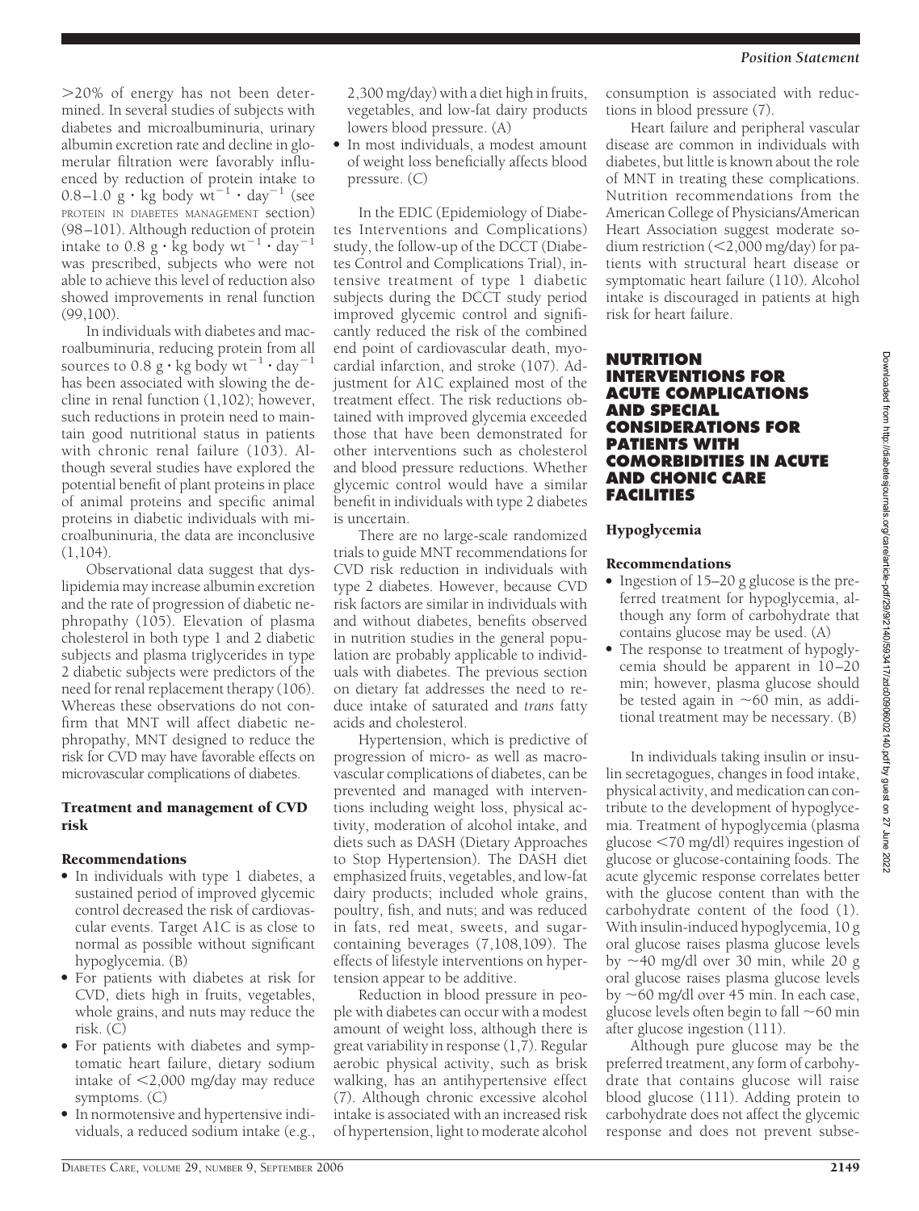>20% of energy has not been determined. In several studies of subjects with diabetes and microalbuminuria, urinary albumin excretion rate and decline in glomerular filtration were favorably influenced by reduction of protein intake to 0.8–1.0 g · kg body $wt^{-1}$ · $day^{-1}$ (see PROTEIN IN DIABETES MANAGEMENT section) (98–101). Although reduction of protein intake to 0.8 g · kg body $wt^{-1}$ · $day^{-1}$ was prescribed, subjects who were not able to achieve this level of reduction also showed improvements in renal function (99,100).

In individuals with diabetes and macroalbuminuria, reducing protein from all sources to 0.8 g · kg body $wt^{-1}$ · $day^{-1}$ has been associated with slowing the decline in renal function (1,102); however, such reductions in protein need to maintain good nutritional status in patients with chronic renal failure (103). Although several studies have explored the potential benefit of plant proteins in place of animal proteins and specific animal proteins in diabetic individuals with microalbuninuria, the data are inconclusive (1,104).

Observational data suggest that dyslipidemia may increase albumin excretion and the rate of progression of diabetic nephropathy (105). Elevation of plasma cholesterol in both type 1 and 2 diabetic subjects and plasma triglycerides in type 2 diabetic subjects were predictors of the need for renal replacement therapy (106). Whereas these observations do not confirm that MNT will affect diabetic nephropathy, MNT designed to reduce the risk for CVD may have favorable effects on microvascular complications of diabetes.

### Treatment and management of CVD risk

#### Recommendations

- In individuals with type 1 diabetes, a sustained period of improved glycemic control decreased the risk of cardiovascular events. Target A1C is as close to normal as possible without significant hypoglycemia. (B)
- For patients with diabetes at risk for CVD, diets high in fruits, vegetables, whole grains, and nuts may reduce the risk. (C)
- For patients with diabetes and symptomatic heart failure, dietary sodium intake of <2,000 mg/day may reduce symptoms. (C)
- In normotensive and hypertensive individuals, a reduced sodium intake (e.g., 2,300 mg/day) with a diet high in fruits, vegetables, and low-fat dairy products lowers blood pressure. (A)
- In most individuals, a modest amount of weight loss beneficially affects blood pressure. (C)

In the EDIC (Epidemiology of Diabetes Interventions and Complications) study, the follow-up of the DCCT (Diabetes Control and Complications Trial), intensive treatment of type 1 diabetic subjects during the DCCT study period improved glycemic control and significantly reduced the risk of the combined end point of cardiovascular death, myocardial infarction, and stroke (107). Adjustment for A1C explained most of the treatment effect. The risk reductions obtained with improved glycemia exceeded those that have been demonstrated for other interventions such as cholesterol and blood pressure reductions. Whether glycemic control would have a similar benefit in individuals with type 2 diabetes is uncertain.

There are no large-scale randomized trials to guide MNT recommendations for CVD risk reduction in individuals with type 2 diabetes. However, because CVD risk factors are similar in individuals with and without diabetes, benefits observed in nutrition studies in the general population are probably applicable to individuals with diabetes. The previous section on dietary fat addresses the need to reduce intake of saturated and *trans* fatty acids and cholesterol.

Hypertension, which is predictive of progression of micro- as well as macrovascular complications of diabetes, can be prevented and managed with interventions including weight loss, physical activity, moderation of alcohol intake, and diets such as DASH (Dietary Approaches to Stop Hypertension). The DASH diet emphasized fruits, vegetables, and low-fat dairy products; included whole grains, poultry, fish, and nuts; and was reduced in fats, red meat, sweets, and sugar-containing beverages (7,108,109). The effects of lifestyle interventions on hypertension appear to be additive.

Reduction in blood pressure in people with diabetes can occur with a modest amount of weight loss, although there is great variability in response (1,7). Regular aerobic physical activity, such as brisk walking, has an antihypertensive effect (7). Although chronic excessive alcohol intake is associated with an increased risk of hypertension, light to moderate alcohol consumption is associated with reductions in blood pressure (7).

Heart failure and peripheral vascular disease are common in individuals with diabetes, but little is known about the role of MNT in treating these complications. Nutrition recommendations from the American College of Physicians/American Heart Association suggest moderate sodium restriction (<2,000 mg/day) for patients with structural heart disease or symptomatic heart failure (110). Alcohol intake is discouraged in patients at high risk for heart failure.

## NUTRITION INTERVENTIONS FOR ACUTE COMPLICATIONS AND SPECIAL CONSIDERATIONS FOR PATIENTS WITH COMORBIDITIES IN ACUTE AND CHONIC CARE FACILITIES

### Hypoglycemia

#### Recommendations

- Ingestion of 15–20 g glucose is the preferred treatment for hypoglycemia, although any form of carbohydrate that contains glucose may be used. (A)
- The response to treatment of hypoglycemia should be apparent in 10–20 min; however, plasma glucose should be tested again in ~60 min, as additional treatment may be necessary. (B)

In individuals taking insulin or insulin secretagogues, changes in food intake, physical activity, and medication can contribute to the development of hypoglycemia. Treatment of hypoglycemia (plasma glucose <70 mg/dl) requires ingestion of glucose or glucose-containing foods. The acute glycemic response correlates better with the glucose content than with the carbohydrate content of the food (1). With insulin-induced hypoglycemia, 10 g oral glucose raises plasma glucose levels by ~40 mg/dl over 30 min, while 20 g oral glucose raises plasma glucose levels by ~60 mg/dl over 45 min. In each case, glucose levels often begin to fall ~60 min after glucose ingestion (111).

Although pure glucose may be the preferred treatment, any form of carbohydrate that contains glucose will raise blood glucose (111). Adding protein to carbohydrate does not affect the glycemic response and does not prevent subse-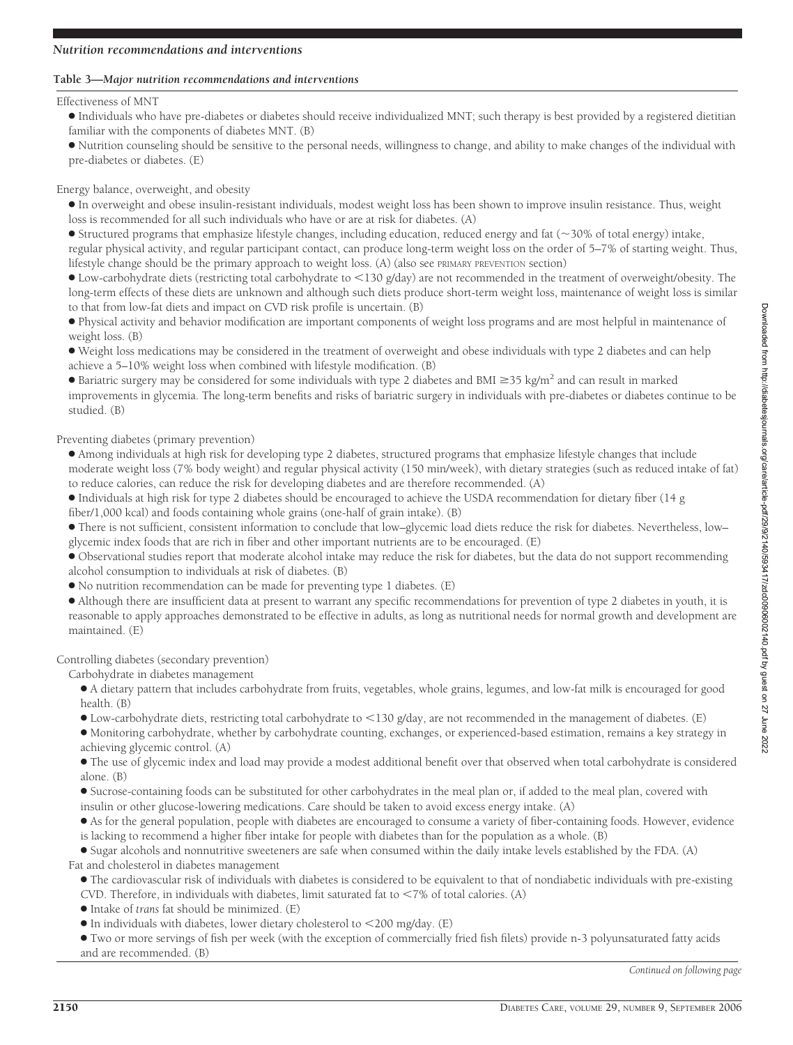## Nutrition recommendations and interventions

**Table 3—*Major nutrition recommendations and interventions***

Effectiveness of MNT

- Individuals who have pre-diabetes or diabetes should receive individualized MNT; such therapy is best provided by a registered dietitian familiar with the components of diabetes MNT. (B)
- Nutrition counseling should be sensitive to the personal needs, willingness to change, and ability to make changes of the individual with pre-diabetes or diabetes. (E)

Energy balance, overweight, and obesity

- In overweight and obese insulin-resistant individuals, modest weight loss has been shown to improve insulin resistance. Thus, weight loss is recommended for all such individuals who have or are at risk for diabetes. (A)
- Structured programs that emphasize lifestyle changes, including education, reduced energy and fat (~30% of total energy) intake, regular physical activity, and regular participant contact, can produce long-term weight loss on the order of 5–7% of starting weight. Thus, lifestyle change should be the primary approach to weight loss. (A) (also see PRIMARY PREVENTION section)
- Low-carbohydrate diets (restricting total carbohydrate to <130 g/day) are not recommended in the treatment of overweight/obesity. The long-term effects of these diets are unknown and although such diets produce short-term weight loss, maintenance of weight loss is similar to that from low-fat diets and impact on CVD risk profile is uncertain. (B)
- Physical activity and behavior modification are important components of weight loss programs and are most helpful in maintenance of weight loss. (B)
- Weight loss medications may be considered in the treatment of overweight and obese individuals with type 2 diabetes and can help achieve a 5–10% weight loss when combined with lifestyle modification. (B)
- Bariatric surgery may be considered for some individuals with type 2 diabetes and BMI ≥35 kg/m$^2$ and can result in marked improvements in glycemia. The long-term benefits and risks of bariatric surgery in individuals with pre-diabetes or diabetes continue to be studied. (B)

Preventing diabetes (primary prevention)

- Among individuals at high risk for developing type 2 diabetes, structured programs that emphasize lifestyle changes that include moderate weight loss (7% body weight) and regular physical activity (150 min/week), with dietary strategies (such as reduced intake of fat) to reduce calories, can reduce the risk for developing diabetes and are therefore recommended. (A)
- Individuals at high risk for type 2 diabetes should be encouraged to achieve the USDA recommendation for dietary fiber (14 g fiber/1,000 kcal) and foods containing whole grains (one-half of grain intake). (B)
- There is not sufficient, consistent information to conclude that low–glycemic load diets reduce the risk for diabetes. Nevertheless, low–glycemic index foods that are rich in fiber and other important nutrients are to be encouraged. (E)
- Observational studies report that moderate alcohol intake may reduce the risk for diabetes, but the data do not support recommending alcohol consumption to individuals at risk of diabetes. (B)
- No nutrition recommendation can be made for preventing type 1 diabetes. (E)
- Although there are insufficient data at present to warrant any specific recommendations for prevention of type 2 diabetes in youth, it is reasonable to apply approaches demonstrated to be effective in adults, as long as nutritional needs for normal growth and development are maintained. (E)

Controlling diabetes (secondary prevention)

Carbohydrate in diabetes management

- A dietary pattern that includes carbohydrate from fruits, vegetables, whole grains, legumes, and low-fat milk is encouraged for good health. (B)
- Low-carbohydrate diets, restricting total carbohydrate to <130 g/day, are not recommended in the management of diabetes. (E)
- Monitoring carbohydrate, whether by carbohydrate counting, exchanges, or experienced-based estimation, remains a key strategy in achieving glycemic control. (A)
- The use of glycemic index and load may provide a modest additional benefit over that observed when total carbohydrate is considered alone. (B)
- Sucrose-containing foods can be substituted for other carbohydrates in the meal plan or, if added to the meal plan, covered with insulin or other glucose-lowering medications. Care should be taken to avoid excess energy intake. (A)
- As for the general population, people with diabetes are encouraged to consume a variety of fiber-containing foods. However, evidence is lacking to recommend a higher fiber intake for people with diabetes than for the population as a whole. (B)
- Sugar alcohols and nonnutritive sweeteners are safe when consumed within the daily intake levels established by the FDA. (A)

Fat and cholesterol in diabetes management

- The cardiovascular risk of individuals with diabetes is considered to be equivalent to that of nondiabetic individuals with pre-existing CVD. Therefore, in individuals with diabetes, limit saturated fat to <7% of total calories. (A)
- Intake of *trans* fat should be minimized. (E)
- In individuals with diabetes, lower dietary cholesterol to <200 mg/day. (E)
- Two or more servings of fish per week (with the exception of commercially fried fish filets) provide n-3 polyunsaturated fatty acids and are recommended. (B)

*Continued on following page*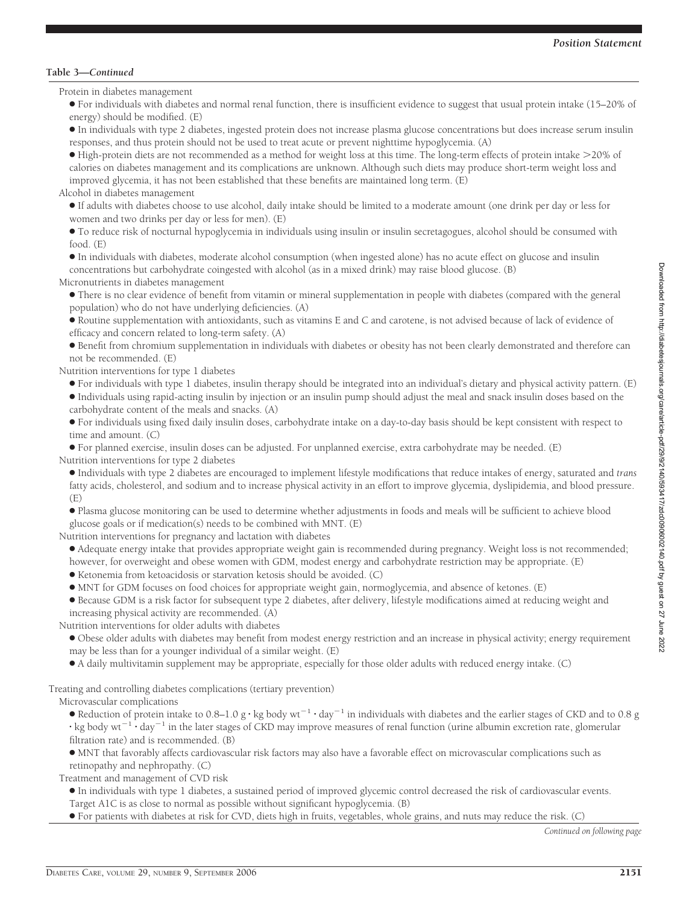**Table 3—*Continued***

Protein in diabetes management

- For individuals with diabetes and normal renal function, there is insufficient evidence to suggest that usual protein intake (15–20% of energy) should be modified. (E)
- In individuals with type 2 diabetes, ingested protein does not increase plasma glucose concentrations but does increase serum insulin responses, and thus protein should not be used to treat acute or prevent nighttime hypoglycemia. (A)
- High-protein diets are not recommended as a method for weight loss at this time. The long-term effects of protein intake >20% of calories on diabetes management and its complications are unknown. Although such diets may produce short-term weight loss and improved glycemia, it has not been established that these benefits are maintained long term. (E)

Alcohol in diabetes management

- If adults with diabetes choose to use alcohol, daily intake should be limited to a moderate amount (one drink per day or less for women and two drinks per day or less for men). (E)
- To reduce risk of nocturnal hypoglycemia in individuals using insulin or insulin secretagogues, alcohol should be consumed with food. (E)
- In individuals with diabetes, moderate alcohol consumption (when ingested alone) has no acute effect on glucose and insulin concentrations but carbohydrate coingested with alcohol (as in a mixed drink) may raise blood glucose. (B)

Micronutrients in diabetes management

- There is no clear evidence of benefit from vitamin or mineral supplementation in people with diabetes (compared with the general population) who do not have underlying deficiencies. (A)
- Routine supplementation with antioxidants, such as vitamins E and C and carotene, is not advised because of lack of evidence of efficacy and concern related to long-term safety. (A)
- Benefit from chromium supplementation in individuals with diabetes or obesity has not been clearly demonstrated and therefore can not be recommended. (E)

Nutrition interventions for type 1 diabetes

- For individuals with type 1 diabetes, insulin therapy should be integrated into an individual's dietary and physical activity pattern. (E)
- Individuals using rapid-acting insulin by injection or an insulin pump should adjust the meal and snack insulin doses based on the carbohydrate content of the meals and snacks. (A)
- For individuals using fixed daily insulin doses, carbohydrate intake on a day-to-day basis should be kept consistent with respect to time and amount. (C)
- For planned exercise, insulin doses can be adjusted. For unplanned exercise, extra carbohydrate may be needed. (E)

Nutrition interventions for type 2 diabetes

- Individuals with type 2 diabetes are encouraged to implement lifestyle modifications that reduce intakes of energy, saturated and *trans* fatty acids, cholesterol, and sodium and to increase physical activity in an effort to improve glycemia, dyslipidemia, and blood pressure. (E)
- Plasma glucose monitoring can be used to determine whether adjustments in foods and meals will be sufficient to achieve blood glucose goals or if medication(s) needs to be combined with MNT. (E)

Nutrition interventions for pregnancy and lactation with diabetes

- Adequate energy intake that provides appropriate weight gain is recommended during pregnancy. Weight loss is not recommended; however, for overweight and obese women with GDM, modest energy and carbohydrate restriction may be appropriate. (E)
- Ketonemia from ketoacidosis or starvation ketosis should be avoided. (C)
- MNT for GDM focuses on food choices for appropriate weight gain, normoglycemia, and absence of ketones. (E)
- Because GDM is a risk factor for subsequent type 2 diabetes, after delivery, lifestyle modifications aimed at reducing weight and increasing physical activity are recommended. (A)

Nutrition interventions for older adults with diabetes

- Obese older adults with diabetes may benefit from modest energy restriction and an increase in physical activity; energy requirement may be less than for a younger individual of a similar weight. (E)
- A daily multivitamin supplement may be appropriate, especially for those older adults with reduced energy intake. (C)

Treating and controlling diabetes complications (tertiary prevention)

Microvascular complications

- Reduction of protein intake to 0.8–1.0 $g \cdot kg$ body $wt^{-1} \cdot day^{-1}$ in individuals with diabetes and the earlier stages of CKD and to 0.8 $g \cdot kg$ body $wt^{-1} \cdot day^{-1}$ in the later stages of CKD may improve measures of renal function (urine albumin excretion rate, glomerular filtration rate) and is recommended. (B)
- MNT that favorably affects cardiovascular risk factors may also have a favorable effect on microvascular complications such as retinopathy and nephropathy. (C)

Treatment and management of CVD risk

- In individuals with type 1 diabetes, a sustained period of improved glycemic control decreased the risk of cardiovascular events. Target A1C is as close to normal as possible without significant hypoglycemia. (B)
- For patients with diabetes at risk for CVD, diets high in fruits, vegetables, whole grains, and nuts may reduce the risk. (C)

*Continued on following page*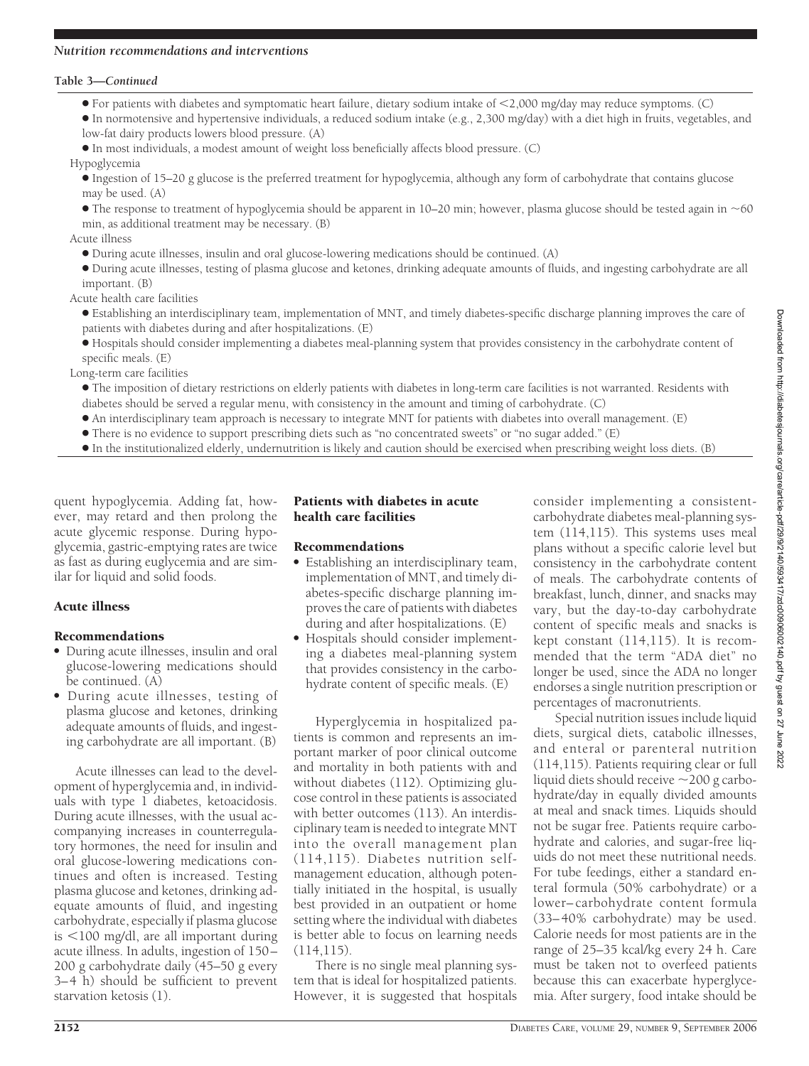**Table 3—*Continued***

- For patients with diabetes and symptomatic heart failure, dietary sodium intake of <2,000 mg/day may reduce symptoms. (C)
- In normotensive and hypertensive individuals, a reduced sodium intake (e.g., 2,300 mg/day) with a diet high in fruits, vegetables, and low-fat dairy products lowers blood pressure. (A)
- In most individuals, a modest amount of weight loss beneficially affects blood pressure. (C)

Hypoglycemia

- Ingestion of 15–20 g glucose is the preferred treatment for hypoglycemia, although any form of carbohydrate that contains glucose may be used. (A)
- The response to treatment of hypoglycemia should be apparent in 10–20 min; however, plasma glucose should be tested again in ~60 min, as additional treatment may be necessary. (B)

Acute illness

- During acute illnesses, insulin and oral glucose-lowering medications should be continued. (A)
- During acute illnesses, testing of plasma glucose and ketones, drinking adequate amounts of fluids, and ingesting carbohydrate are all important. (B)

Acute health care facilities

- Establishing an interdisciplinary team, implementation of MNT, and timely diabetes-specific discharge planning improves the care of patients with diabetes during and after hospitalizations. (E)
- Hospitals should consider implementing a diabetes meal-planning system that provides consistency in the carbohydrate content of specific meals. (E)

Long-term care facilities

- The imposition of dietary restrictions on elderly patients with diabetes in long-term care facilities is not warranted. Residents with diabetes should be served a regular menu, with consistency in the amount and timing of carbohydrate. (C)
- An interdisciplinary team approach is necessary to integrate MNT for patients with diabetes into overall management. (E)
- There is no evidence to support prescribing diets such as "no concentrated sweets" or "no sugar added." (E)
- In the institutionalized elderly, undernutrition is likely and caution should be exercised when prescribing weight loss diets. (B)

quent hypoglycemia. Adding fat, however, may retard and then prolong the acute glycemic response. During hypoglycemia, gastric-emptying rates are twice as fast as during euglycemia and are similar for liquid and solid foods.

## Acute illness

### Recommendations

- During acute illnesses, insulin and oral glucose-lowering medications should be continued. (A)
- During acute illnesses, testing of plasma glucose and ketones, drinking adequate amounts of fluids, and ingesting carbohydrate are all important. (B)

Acute illnesses can lead to the development of hyperglycemia and, in individuals with type 1 diabetes, ketoacidosis. During acute illnesses, with the usual accompanying increases in counterregulatory hormones, the need for insulin and oral glucose-lowering medications continues and often is increased. Testing plasma glucose and ketones, drinking adequate amounts of fluid, and ingesting carbohydrate, especially if plasma glucose is <100 mg/dl, are all important during acute illness. In adults, ingestion of 150–200 g carbohydrate daily (45–50 g every 3–4 h) should be sufficient to prevent starvation ketosis (1).

## Patients with diabetes in acute health care facilities

### Recommendations

- Establishing an interdisciplinary team, implementation of MNT, and timely diabetes-specific discharge planning improves the care of patients with diabetes during and after hospitalizations. (E)
- Hospitals should consider implementing a diabetes meal-planning system that provides consistency in the carbohydrate content of specific meals. (E)

Hyperglycemia in hospitalized patients is common and represents an important marker of poor clinical outcome and mortality in both patients with and without diabetes (112). Optimizing glucose control in these patients is associated with better outcomes (113). An interdisciplinary team is needed to integrate MNT into the overall management plan (114,115). Diabetes nutrition self-management education, although potentially initiated in the hospital, is usually best provided in an outpatient or home setting where the individual with diabetes is better able to focus on learning needs (114,115).

There is no single meal planning system that is ideal for hospitalized patients. However, it is suggested that hospitals consider implementing a consistent-carbohydrate diabetes meal-planning system (114,115). This systems uses meal plans without a specific calorie level but consistency in the carbohydrate content of meals. The carbohydrate contents of breakfast, lunch, dinner, and snacks may vary, but the day-to-day carbohydrate content of specific meals and snacks is kept constant (114,115). It is recommended that the term "ADA diet" no longer be used, since the ADA no longer endorses a single nutrition prescription or percentages of macronutrients.

Special nutrition issues include liquid diets, surgical diets, catabolic illnesses, and enteral or parenteral nutrition (114,115). Patients requiring clear or full liquid diets should receive ~200 g carbohydrate/day in equally divided amounts at meal and snack times. Liquids should not be sugar free. Patients require carbohydrate and calories, and sugar-free liquids do not meet these nutritional needs. For tube feedings, either a standard enteral formula (50% carbohydrate) or a lower–carbohydrate content formula (33–40% carbohydrate) may be used. Calorie needs for most patients are in the range of 25–35 kcal/kg every 24 h. Care must be taken not to overfeed patients because this can exacerbate hyperglycemia. After surgery, food intake should be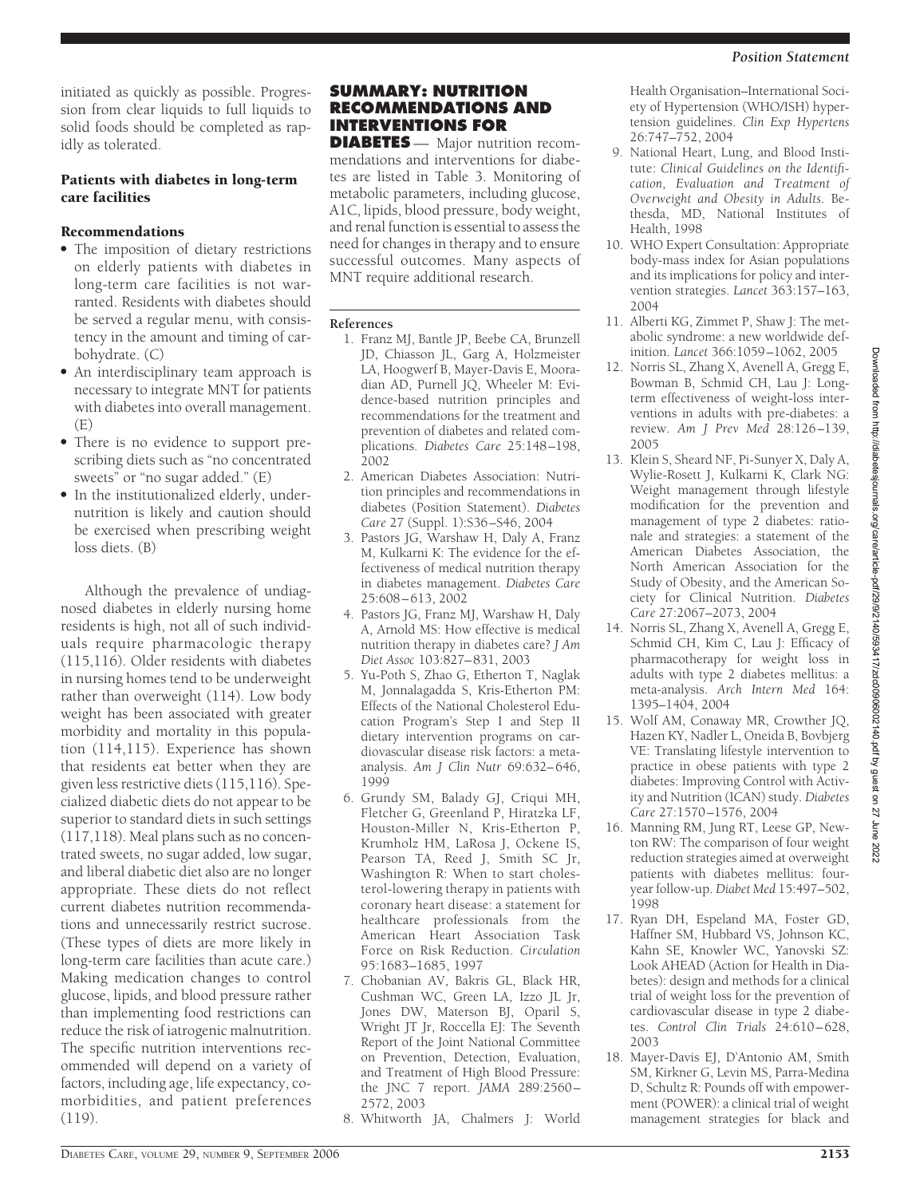initiated as quickly as possible. Progression from clear liquids to full liquids to solid foods should be completed as rapidly as tolerated.

### Patients with diabetes in long-term care facilities

#### Recommendations

- The imposition of dietary restrictions on elderly patients with diabetes in long-term care facilities is not warranted. Residents with diabetes should be served a regular menu, with consistency in the amount and timing of carbohydrate. (C)
- An interdisciplinary team approach is necessary to integrate MNT for patients with diabetes into overall management. (E)
- There is no evidence to support prescribing diets such as "no concentrated sweets" or "no sugar added." (E)
- In the institutionalized elderly, undernutrition is likely and caution should be exercised when prescribing weight loss diets. (B)

Although the prevalence of undiagnosed diabetes in elderly nursing home residents is high, not all of such individuals require pharmacologic therapy (115,116). Older residents with diabetes in nursing homes tend to be underweight rather than overweight (114). Low body weight has been associated with greater morbidity and mortality in this population (114,115). Experience has shown that residents eat better when they are given less restrictive diets (115,116). Specialized diabetic diets do not appear to be superior to standard diets in such settings (117,118). Meal plans such as no concentrated sweets, no sugar added, low sugar, and liberal diabetic diet also are no longer appropriate. These diets do not reflect current diabetes nutrition recommendations and unnecessarily restrict sucrose. (These types of diets are more likely in long-term care facilities than acute care.) Making medication changes to control glucose, lipids, and blood pressure rather than implementing food restrictions can reduce the risk of iatrogenic malnutrition. The specific nutrition interventions recommended will depend on a variety of factors, including age, life expectancy, comorbidities, and patient preferences (119).

## SUMMARY: NUTRITION RECOMMENDATIONS AND INTERVENTIONS FOR DIABETES

Major nutrition recommendations and interventions for diabetes are listed in Table 3. Monitoring of metabolic parameters, including glucose, A1C, lipids, blood pressure, body weight, and renal function is essential to assess the need for changes in therapy and to ensure successful outcomes. Many aspects of MNT require additional research.

### References

1. Franz MJ, Bantle JP, Beebe CA, Brunzell JD, Chiasson JL, Garg A, Holzmeister LA, Hoogwerf B, Mayer-Davis E, Mooradian AD, Purnell JQ, Wheeler M: Evidence-based nutrition principles and recommendations for the treatment and prevention of diabetes and related complications. *Diabetes Care* 25:148–198, 2002
2. American Diabetes Association: Nutrition principles and recommendations in diabetes (Position Statement). *Diabetes Care* 27 (Suppl. 1):S36–S46, 2004
3. Pastors JG, Warshaw H, Daly A, Franz M, Kulkarni K: The evidence for the effectiveness of medical nutrition therapy in diabetes management. *Diabetes Care* 25:608–613, 2002
4. Pastors JG, Franz MJ, Warshaw H, Daly A, Arnold MS: How effective is medical nutrition therapy in diabetes care? *J Am Diet Assoc* 103:827–831, 2003
5. Yu-Poth S, Zhao G, Etherton T, Naglak M, Jonnalagadda S, Kris-Etherton PM: Effects of the National Cholesterol Education Program's Step I and Step II dietary intervention programs on cardiovascular disease risk factors: a meta-analysis. *Am J Clin Nutr* 69:632–646, 1999
6. Grundy SM, Balady GJ, Criqui MH, Fletcher G, Greenland P, Hiratzka LF, Houston-Miller N, Kris-Etherton P, Krumholz HM, LaRosa J, Ockene IS, Pearson TA, Reed J, Smith SC Jr, Washington R: When to start cholesterol-lowering therapy in patients with coronary heart disease: a statement for healthcare professionals from the American Heart Association Task Force on Risk Reduction. *Circulation* 95:1683–1685, 1997
7. Chobanian AV, Bakris GL, Black HR, Cushman WC, Green LA, Izzo JL Jr, Jones DW, Materson BJ, Oparil S, Wright JT Jr, Roccella EJ: The Seventh Report of the Joint National Committee on Prevention, Detection, Evaluation, and Treatment of High Blood Pressure: the JNC 7 report. *JAMA* 289:2560–2572, 2003
8. Whitworth JA, Chalmers J: World Health Organisation–International Society of Hypertension (WHO/ISH) hypertension guidelines. *Clin Exp Hypertens* 26:747–752, 2004
9. National Heart, Lung, and Blood Institute: *Clinical Guidelines on the Identification, Evaluation and Treatment of Overweight and Obesity in Adults*. Bethesda, MD, National Institutes of Health, 1998
10. WHO Expert Consultation: Appropriate body-mass index for Asian populations and its implications for policy and intervention strategies. *Lancet* 363:157–163, 2004
11. Alberti KG, Zimmet P, Shaw J: The metabolic syndrome: a new worldwide definition. *Lancet* 366:1059–1062, 2005
12. Norris SL, Zhang X, Avenell A, Gregg E, Bowman B, Schmid CH, Lau J: Long-term effectiveness of weight-loss interventions in adults with pre-diabetes: a review. *Am J Prev Med* 28:126–139, 2005
13. Klein S, Sheard NF, Pi-Sunyer X, Daly A, Wylie-Rosett J, Kulkarni K, Clark NG: Weight management through lifestyle modification for the prevention and management of type 2 diabetes: rationale and strategies: a statement of the American Diabetes Association, the North American Association for the Study of Obesity, and the American Society for Clinical Nutrition. *Diabetes Care* 27:2067–2073, 2004
14. Norris SL, Zhang X, Avenell A, Gregg E, Schmid CH, Kim C, Lau J: Efficacy of pharmacotherapy for weight loss in adults with type 2 diabetes mellitus: a meta-analysis. *Arch Intern Med* 164: 1395–1404, 2004
15. Wolf AM, Conaway MR, Crowther JQ, Hazen KY, Nadler L, Oneida B, Bovbjerg VE: Translating lifestyle intervention to practice in obese patients with type 2 diabetes: Improving Control with Activity and Nutrition (ICAN) study. *Diabetes Care* 27:1570–1576, 2004
16. Manning RM, Jung RT, Leese GP, Newton RW: The comparison of four weight reduction strategies aimed at overweight patients with diabetes mellitus: four-year follow-up. *Diabet Med* 15:497–502, 1998
17. Ryan DH, Espeland MA, Foster GD, Haffner SM, Hubbard VS, Johnson KC, Kahn SE, Knowler WC, Yanovski SZ: Look AHEAD (Action for Health in Diabetes): design and methods for a clinical trial of weight loss for the prevention of cardiovascular disease in type 2 diabetes. *Control Clin Trials* 24:610–628, 2003
18. Mayer-Davis EJ, D'Antonio AM, Smith SM, Kirkner G, Levin MS, Parra-Medina D, Schultz R: Pounds off with empowerment (POWER): a clinical trial of weight management strategies for black and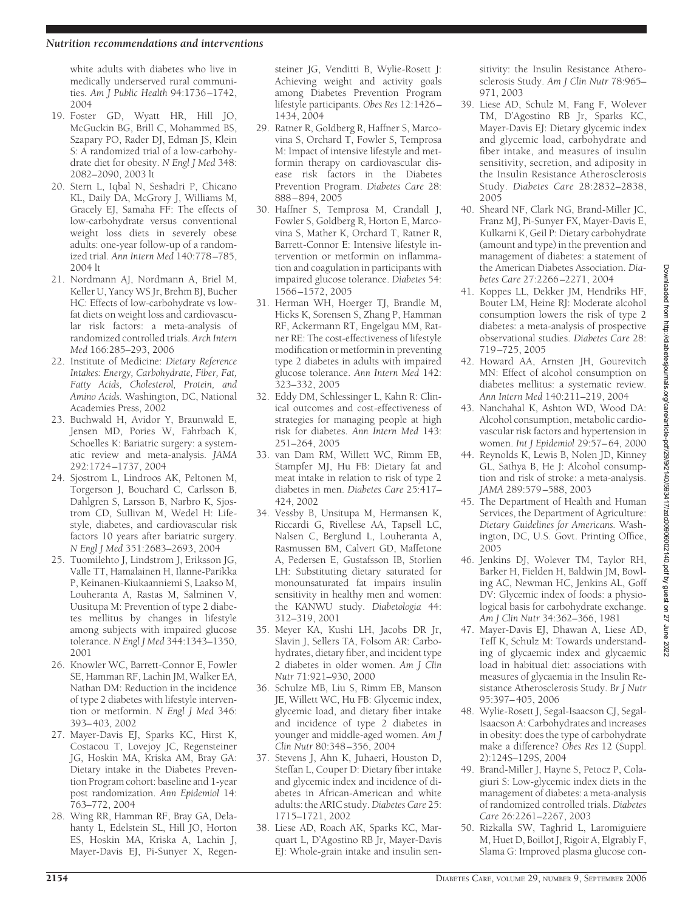white adults with diabetes who live in medically underserved rural communities. *Am J Public Health* 94:1736–1742, 2004

19. Foster GD, Wyatt HR, Hill JO, McGuckin BG, Brill C, Mohammed BS, Szapary PO, Rader DJ, Edman JS, Klein S: A randomized trial of a low-carbohydrate diet for obesity. *N Engl J Med* 348: 2082–2090, 2003 lt
20. Stern L, Iqbal N, Seshadri P, Chicano KL, Daily DA, McGrory J, Williams M, Gracely EJ, Samaha FF: The effects of low-carbohydrate versus conventional weight loss diets in severely obese adults: one-year follow-up of a randomized trial. *Ann Intern Med* 140:778–785, 2004 lt
21. Nordmann AJ, Nordmann A, Briel M, Keller U, Yancy WS Jr, Brehm BJ, Bucher HC: Effects of low-carbohydrate vs low-fat diets on weight loss and cardiovascular risk factors: a meta-analysis of randomized controlled trials. *Arch Intern Med* 166:285–293, 2006
22. Institute of Medicine: *Dietary Reference Intakes: Energy, Carbohydrate, Fiber, Fat, Fatty Acids, Cholesterol, Protein, and Amino Acids.* Washington, DC, National Academies Press, 2002
23. Buchwald H, Avidor Y, Braunwald E, Jensen MD, Pories W, Fahrbach K, Schoelles K: Bariatric surgery: a systematic review and meta-analysis. *JAMA* 292:1724–1737, 2004
24. Sjostrom L, Lindroos AK, Peltonen M, Torgerson J, Bouchard C, Carlsson B, Dahlgren S, Larsson B, Narbro K, Sjostrom CD, Sullivan M, Wedel H: Lifestyle, diabetes, and cardiovascular risk factors 10 years after bariatric surgery. *N Engl J Med* 351:2683–2693, 2004
25. Tuomilehto J, Lindstrom J, Eriksson JG, Valle TT, Hamalainen H, Ilanne-Parikka P, Keinanen-Kiukaanniemi S, Laakso M, Louheranta A, Rastas M, Salminen V, Uusitupa M: Prevention of type 2 diabetes mellitus by changes in lifestyle among subjects with impaired glucose tolerance. *N Engl J Med* 344:1343–1350, 2001
26. Knowler WC, Barrett-Connor E, Fowler SE, Hamman RF, Lachin JM, Walker EA, Nathan DM: Reduction in the incidence of type 2 diabetes with lifestyle intervention or metformin. *N Engl J Med* 346: 393–403, 2002
27. Mayer-Davis EJ, Sparks KC, Hirst K, Costacou T, Lovejoy JC, Regensteiner JG, Hoskin MA, Kriska AM, Bray GA: Dietary intake in the Diabetes Prevention Program cohort: baseline and 1-year post randomization. *Ann Epidemiol* 14: 763–772, 2004
28. Wing RR, Hamman RF, Bray GA, Delahanty L, Edelstein SL, Hill JO, Horton ES, Hoskin MA, Kriska A, Lachin J, Mayer-Davis EJ, Pi-Sunyer X, Regensteiner JG, Venditti B, Wylie-Rosett J: Achieving weight and activity goals among Diabetes Prevention Program lifestyle participants. *Obes Res* 12:1426–1434, 2004
29. Ratner R, Goldberg R, Haffner S, Marcovina S, Orchard T, Fowler S, Temprosa M: Impact of intensive lifestyle and metformin therapy on cardiovascular disease risk factors in the Diabetes Prevention Program. *Diabetes Care* 28: 888–894, 2005
30. Haffner S, Temprosa M, Crandall J, Fowler S, Goldberg R, Horton E, Marcovina S, Mather K, Orchard T, Ratner R, Barrett-Connor E: Intensive lifestyle intervention or metformin on inflammation and coagulation in participants with impaired glucose tolerance. *Diabetes* 54: 1566–1572, 2005
31. Herman WH, Hoerger TJ, Brandle M, Hicks K, Sorensen S, Zhang P, Hamman RF, Ackermann RT, Engelgau MM, Ratner RE: The cost-effectiveness of lifestyle modification or metformin in preventing type 2 diabetes in adults with impaired glucose tolerance. *Ann Intern Med* 142: 323–332, 2005
32. Eddy DM, Schlessinger L, Kahn R: Clinical outcomes and cost-effectiveness of strategies for managing people at high risk for diabetes. *Ann Intern Med* 143: 251–264, 2005
33. van Dam RM, Willett WC, Rimm EB, Stampfer MJ, Hu FB: Dietary fat and meat intake in relation to risk of type 2 diabetes in men. *Diabetes Care* 25:417–424, 2002
34. Vessby B, Unsitupa M, Hermansen K, Riccardi G, Rivellese AA, Tapsell LC, Nalsen C, Berglund L, Louheranta A, Rasmussen BM, Calvert GD, Maffetone A, Pedersen E, Gustafsson IB, Storlien LH: Substituting dietary saturated for monounsaturated fat impairs insulin sensitivity in healthy men and women: the KANWU study. *Diabetologia* 44: 312–319, 2001
35. Meyer KA, Kushi LH, Jacobs DR Jr, Slavin J, Sellers TA, Folsom AR: Carbohydrates, dietary fiber, and incident type 2 diabetes in older women. *Am J Clin Nutr* 71:921–930, 2000
36. Schulze MB, Liu S, Rimm EB, Manson JE, Willett WC, Hu FB: Glycemic index, glycemic load, and dietary fiber intake and incidence of type 2 diabetes in younger and middle-aged women. *Am J Clin Nutr* 80:348–356, 2004
37. Stevens J, Ahn K, Juhaeri, Houston D, Steffan L, Couper D: Dietary fiber intake and glycemic index and incidence of diabetes in African-American and white adults: the ARIC study. *Diabetes Care* 25: 1715–1721, 2002
38. Liese AD, Roach AK, Sparks KC, Marquart L, D'Agostino RB Jr, Mayer-Davis EJ: Whole-grain intake and insulin sensitivity: the Insulin Resistance Atherosclerosis Study. *Am J Clin Nutr* 78:965–971, 2003
39. Liese AD, Schulz M, Fang F, Wolever TM, D'Agostino RB Jr, Sparks KC, Mayer-Davis EJ: Dietary glycemic index and glycemic load, carbohydrate and fiber intake, and measures of insulin sensitivity, secretion, and adiposity in the Insulin Resistance Atherosclerosis Study. *Diabetes Care* 28:2832–2838, 2005
40. Sheard NF, Clark NG, Brand-Miller JC, Franz MJ, Pi-Sunyer FX, Mayer-Davis E, Kulkarni K, Geil P: Dietary carbohydrate (amount and type) in the prevention and management of diabetes: a statement of the American Diabetes Association. *Diabetes Care* 27:2266–2271, 2004
41. Koppes LL, Dekker JM, Hendriks HF, Bouter LM, Heine RJ: Moderate alcohol consumption lowers the risk of type 2 diabetes: a meta-analysis of prospective observational studies. *Diabetes Care* 28: 719–725, 2005
42. Howard AA, Arnsten JH, Gourevitch MN: Effect of alcohol consumption on diabetes mellitus: a systematic review. *Ann Intern Med* 140:211–219, 2004
43. Nanchahal K, Ashton WD, Wood DA: Alcohol consumption, metabolic cardiovascular risk factors and hypertension in women. *Int J Epidemiol* 29:57–64, 2000
44. Reynolds K, Lewis B, Nolen JD, Kinney GL, Sathya B, He J: Alcohol consumption and risk of stroke: a meta-analysis. *JAMA* 289:579–588, 2003
45. The Department of Health and Human Services, the Department of Agriculture: *Dietary Guidelines for Americans.* Washington, DC, U.S. Govt. Printing Office, 2005
46. Jenkins DJ, Wolever TM, Taylor RH, Barker H, Fielden H, Baldwin JM, Bowling AC, Newman HC, Jenkins AL, Goff DV: Glycemic index of foods: a physiological basis for carbohydrate exchange. *Am J Clin Nutr* 34:362–366, 1981
47. Mayer-Davis EJ, Dhawan A, Liese AD, Teff K, Schulz M: Towards understanding of glycaemic index and glycaemic load in habitual diet: associations with measures of glycaemia in the Insulin Resistance Atherosclerosis Study. *Br J Nutr* 95:397–405, 2006
48. Wylie-Rosett J, Segal-Isaacson CJ, Segal-Isaacson A: Carbohydrates and increases in obesity: does the type of carbohydrate make a difference? *Obes Res* 12 (Suppl. 2):124S–129S, 2004
49. Brand-Miller J, Hayne S, Petocz P, Colagiuri S: Low-glycemic index diets in the management of diabetes: a meta-analysis of randomized controlled trials. *Diabetes Care* 26:2261–2267, 2003
50. Rizkalla SW, Taghrid L, Laromiguiere M, Huet D, Boillot J, Rigoir A, Elgrably F, Slama G: Improved plasma glucose con-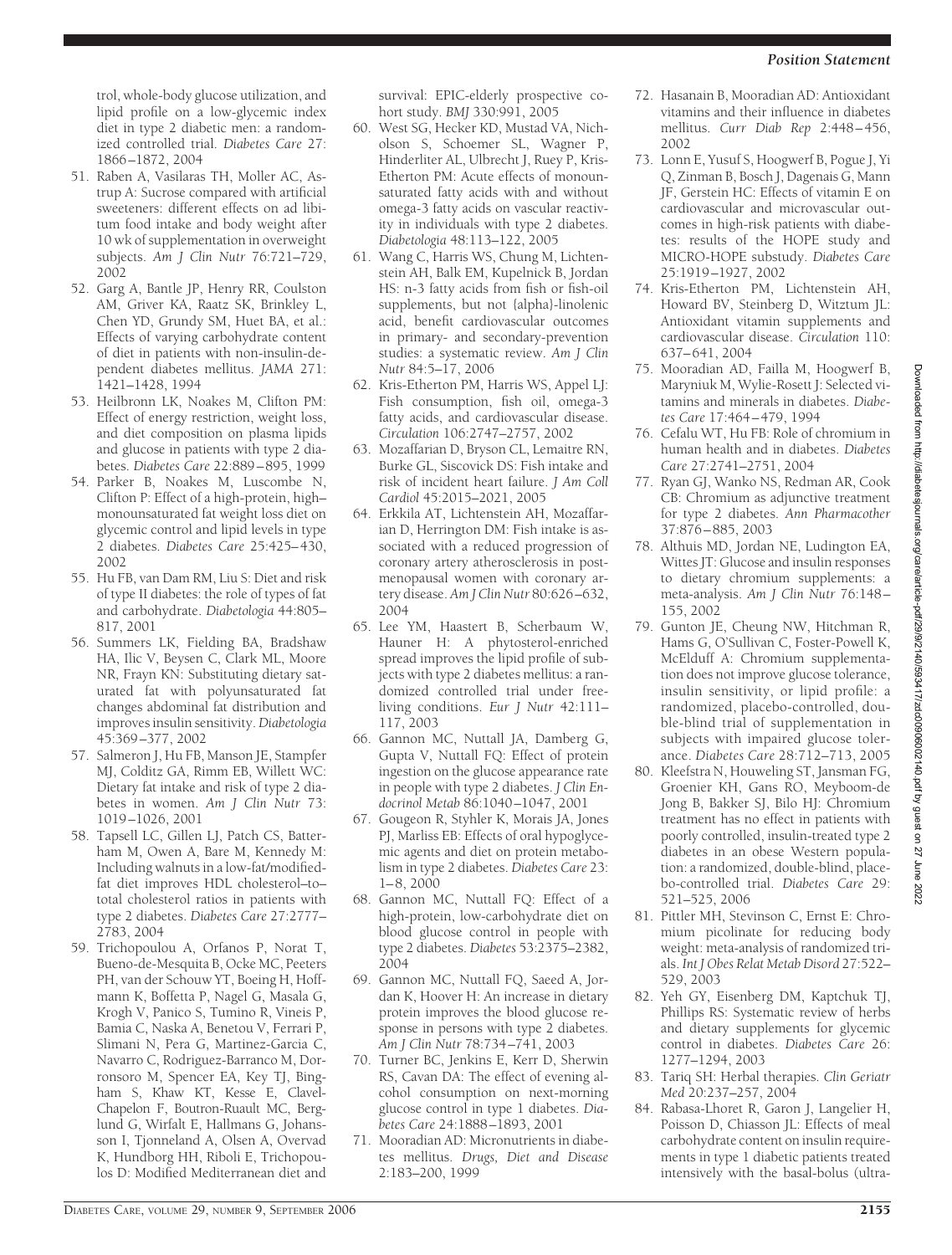trol, whole-body glucose utilization, and lipid profile on a low-glycemic index diet in type 2 diabetic men: a randomized controlled trial. *Diabetes Care* 27: 1866–1872, 2004

51. Raben A, Vasilaras TH, Moller AC, Astrup A: Sucrose compared with artificial sweeteners: different effects on ad libitum food intake and body weight after 10 wk of supplementation in overweight subjects. *Am J Clin Nutr* 76:721–729, 2002
52. Garg A, Bantle JP, Henry RR, Coulston AM, Griver KA, Raatz SK, Brinkley L, Chen YD, Grundy SM, Huet BA, et al.: Effects of varying carbohydrate content of diet in patients with non-insulin-dependent diabetes mellitus. *JAMA* 271: 1421–1428, 1994
53. Heilbronn LK, Noakes M, Clifton PM: Effect of energy restriction, weight loss, and diet composition on plasma lipids and glucose in patients with type 2 diabetes. *Diabetes Care* 22:889–895, 1999
54. Parker B, Noakes M, Luscombe N, Clifton P: Effect of a high-protein, high–monounsaturated fat weight loss diet on glycemic control and lipid levels in type 2 diabetes. *Diabetes Care* 25:425–430, 2002
55. Hu FB, van Dam RM, Liu S: Diet and risk of type II diabetes: the role of types of fat and carbohydrate. *Diabetologia* 44:805–817, 2001
56. Summers LK, Fielding BA, Bradshaw HA, Ilic V, Beysen C, Clark ML, Moore NR, Frayn KN: Substituting dietary saturated fat with polyunsaturated fat changes abdominal fat distribution and improves insulin sensitivity. *Diabetologia* 45:369–377, 2002
57. Salmeron J, Hu FB, Manson JE, Stampfer MJ, Colditz GA, Rimm EB, Willett WC: Dietary fat intake and risk of type 2 diabetes in women. *Am J Clin Nutr* 73: 1019–1026, 2001
58. Tapsell LC, Gillen LJ, Patch CS, Batterham M, Owen A, Bare M, Kennedy M: Including walnuts in a low-fat/modified-fat diet improves HDL cholesterol–to–total cholesterol ratios in patients with type 2 diabetes. *Diabetes Care* 27:2777–2783, 2004
59. Trichopoulou A, Orfanos P, Norat T, Bueno-de-Mesquita B, Ocke MC, Peeters PH, van der Schouw YT, Boeing H, Hoffmann K, Boffetta P, Nagel G, Masala G, Krogh V, Panico S, Tumino R, Vineis P, Bamia C, Naska A, Benetou V, Ferrari P, Slimani N, Pera G, Martinez-Garcia C, Navarro C, Rodriguez-Barranco M, Dorronsoro M, Spencer EA, Key TJ, Bingham S, Khaw KT, Kesse E, Clavel-Chapelon F, Boutron-Ruault MC, Berglund G, Wirfalt E, Hallmans G, Johansson I, Tjonneland A, Olsen A, Overvad K, Hundborg HH, Riboli E, Trichopoulos D: Modified Mediterranean diet and survival: EPIC-elderly prospective cohort study. *BMJ* 330:991, 2005
60. West SG, Hecker KD, Mustad VA, Nicholson S, Schoemer SL, Wagner P, Hinderliter AL, Ulbrecht J, Ruey P, Kris-Etherton PM: Acute effects of monounsaturated fatty acids with and without omega-3 fatty acids on vascular reactivity in individuals with type 2 diabetes. *Diabetologia* 48:113–122, 2005
61. Wang C, Harris WS, Chung M, Lichtenstein AH, Balk EM, Kupelnick B, Jordan HS: n-3 fatty acids from fish or fish-oil supplements, but not {alpha}-linolenic acid, benefit cardiovascular outcomes in primary- and secondary-prevention studies: a systematic review. *Am J Clin Nutr* 84:5–17, 2006
62. Kris-Etherton PM, Harris WS, Appel LJ: Fish consumption, fish oil, omega-3 fatty acids, and cardiovascular disease. *Circulation* 106:2747–2757, 2002
63. Mozaffarian D, Bryson CL, Lemaitre RN, Burke GL, Siscovick DS: Fish intake and risk of incident heart failure. *J Am Coll Cardiol* 45:2015–2021, 2005
64. Erkkila AT, Lichtenstein AH, Mozaffarian D, Herrington DM: Fish intake is associated with a reduced progression of coronary artery atherosclerosis in postmenopausal women with coronary artery disease. *Am J Clin Nutr* 80:626–632, 2004
65. Lee YM, Haastert B, Scherbaum W, Hauner H: A phytosterol-enriched spread improves the lipid profile of subjects with type 2 diabetes mellitus: a randomized controlled trial under free-living conditions. *Eur J Nutr* 42:111–117, 2003
66. Gannon MC, Nuttall JA, Damberg G, Gupta V, Nuttall FQ: Effect of protein ingestion on the glucose appearance rate in people with type 2 diabetes. *J Clin Endocrinol Metab* 86:1040–1047, 2001
67. Gougeon R, Styhler K, Morais JA, Jones PJ, Marliss EB: Effects of oral hypoglycemic agents and diet on protein metabolism in type 2 diabetes. *Diabetes Care* 23: 1–8, 2000
68. Gannon MC, Nuttall FQ: Effect of a high-protein, low-carbohydrate diet on blood glucose control in people with type 2 diabetes. *Diabetes* 53:2375–2382, 2004
69. Gannon MC, Nuttall FQ, Saeed A, Jordan K, Hoover H: An increase in dietary protein improves the blood glucose response in persons with type 2 diabetes. *Am J Clin Nutr* 78:734–741, 2003
70. Turner BC, Jenkins E, Kerr D, Sherwin RS, Cavan DA: The effect of evening alcohol consumption on next-morning glucose control in type 1 diabetes. *Diabetes Care* 24:1888–1893, 2001
71. Mooradian AD: Micronutrients in diabetes mellitus. *Drugs, Diet and Disease* 2:183–200, 1999
72. Hasanain B, Mooradian AD: Antioxidant vitamins and their influence in diabetes mellitus. *Curr Diab Rep* 2:448–456, 2002
73. Lonn E, Yusuf S, Hoogwerf B, Pogue J, Yi Q, Zinman B, Bosch J, Dagenais G, Mann JF, Gerstein HC: Effects of vitamin E on cardiovascular and microvascular outcomes in high-risk patients with diabetes: results of the HOPE study and MICRO-HOPE substudy. *Diabetes Care* 25:1919–1927, 2002
74. Kris-Etherton PM, Lichtenstein AH, Howard BV, Steinberg D, Witztum JL: Antioxidant vitamin supplements and cardiovascular disease. *Circulation* 110: 637–641, 2004
75. Mooradian AD, Failla M, Hoogwerf B, Maryniuk M, Wylie-Rosett J: Selected vitamins and minerals in diabetes. *Diabetes Care* 17:464–479, 1994
76. Cefalu WT, Hu FB: Role of chromium in human health and in diabetes. *Diabetes Care* 27:2741–2751, 2004
77. Ryan GJ, Wanko NS, Redman AR, Cook CB: Chromium as adjunctive treatment for type 2 diabetes. *Ann Pharmacother* 37:876–885, 2003
78. Althuis MD, Jordan NE, Ludington EA, Wittes JT: Glucose and insulin responses to dietary chromium supplements: a meta-analysis. *Am J Clin Nutr* 76:148–155, 2002
79. Gunton JE, Cheung NW, Hitchman R, Hams G, O'Sullivan C, Foster-Powell K, McElduff A: Chromium supplementation does not improve glucose tolerance, insulin sensitivity, or lipid profile: a randomized, placebo-controlled, double-blind trial of supplementation in subjects with impaired glucose tolerance. *Diabetes Care* 28:712–713, 2005
80. Kleefstra N, Houweling ST, Jansman FG, Groenier KH, Gans RO, Meyboom-de Jong B, Bakker SJ, Bilo HJ: Chromium treatment has no effect in patients with poorly controlled, insulin-treated type 2 diabetes in an obese Western population: a randomized, double-blind, placebo-controlled trial. *Diabetes Care* 29: 521–525, 2006
81. Pittler MH, Stevinson C, Ernst E: Chromium picolinate for reducing body weight: meta-analysis of randomized trials. *Int J Obes Relat Metab Disord* 27:522–529, 2003
82. Yeh GY, Eisenberg DM, Kaptchuk TJ, Phillips RS: Systematic review of herbs and dietary supplements for glycemic control in diabetes. *Diabetes Care* 26: 1277–1294, 2003
83. Tariq SH: Herbal therapies. *Clin Geriatr Med* 20:237–257, 2004
84. Rabasa-Lhoret R, Garon J, Langelier H, Poisson D, Chiasson JL: Effects of meal carbohydrate content on insulin requirements in type 1 diabetic patients treated intensively with the basal-bolus (ultra-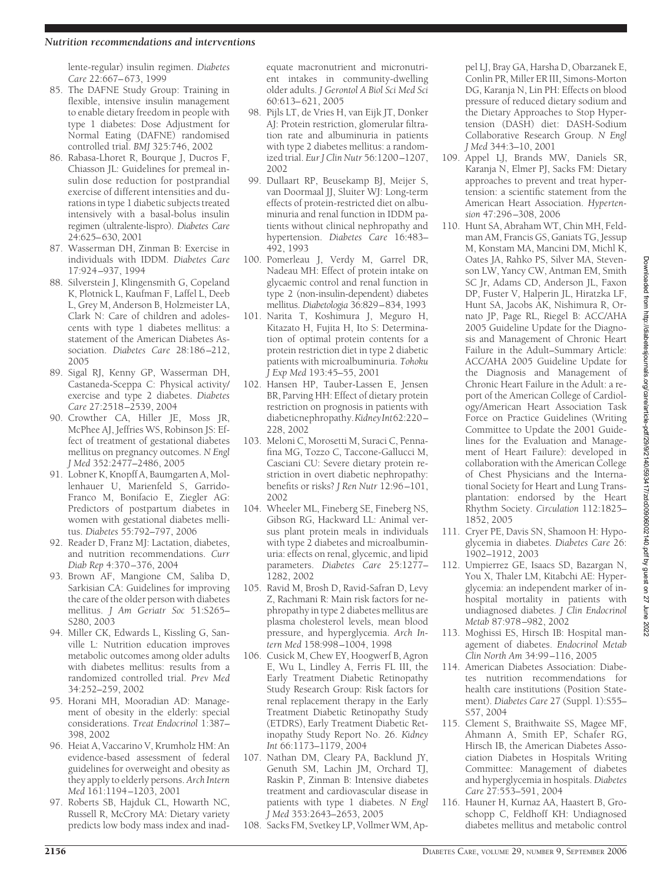lente-regular) insulin regimen. *Diabetes Care* 22:667–673, 1999

85. The DAFNE Study Group: Training in flexible, intensive insulin management to enable dietary freedom in people with type 1 diabetes: Dose Adjustment for Normal Eating (DAFNE) randomised controlled trial. *BMJ* 325:746, 2002
86. Rabasa-Lhoret R, Bourque J, Ducros F, Chiasson JL: Guidelines for premeal insulin dose reduction for postprandial exercise of different intensities and durations in type 1 diabetic subjects treated intensively with a basal-bolus insulin regimen (ultralente-lispro). *Diabetes Care* 24:625–630, 2001
87. Wasserman DH, Zinman B: Exercise in individuals with IDDM. *Diabetes Care* 17:924–937, 1994
88. Silverstein J, Klingensmith G, Copeland K, Plotnick L, Kaufman F, Laffel L, Deeb L, Grey M, Anderson B, Holzmeister LA, Clark N: Care of children and adolescents with type 1 diabetes mellitus: a statement of the American Diabetes Association. *Diabetes Care* 28:186–212, 2005
89. Sigal RJ, Kenny GP, Wasserman DH, Castaneda-Sceppa C: Physical activity/exercise and type 2 diabetes. *Diabetes Care* 27:2518–2539, 2004
90. Crowther CA, Hiller JE, Moss JR, McPhee AJ, Jeffries WS, Robinson JS: Effect of treatment of gestational diabetes mellitus on pregnancy outcomes. *N Engl J Med* 352:2477–2486, 2005
91. Lobner K, Knopff A, Baumgarten A, Mollenhauer U, Marienfeld S, Garrido-Franco M, Bonifacio E, Ziegler AG: Predictors of postpartum diabetes in women with gestational diabetes mellitus. *Diabetes* 55:792–797, 2006
92. Reader D, Franz MJ: Lactation, diabetes, and nutrition recommendations. *Curr Diab Rep* 4:370–376, 2004
93. Brown AF, Mangione CM, Saliba D, Sarkisian CA: Guidelines for improving the care of the older person with diabetes mellitus. *J Am Geriatr Soc* 51:S265–S280, 2003
94. Miller CK, Edwards L, Kissling G, Sanville L: Nutrition education improves metabolic outcomes among older adults with diabetes mellitus: results from a randomized controlled trial. *Prev Med* 34:252–259, 2002
95. Horani MH, Mooradian AD: Management of obesity in the elderly: special considerations. *Treat Endocrinol* 1:387–398, 2002
96. Heiat A, Vaccarino V, Krumholz HM: An evidence-based assessment of federal guidelines for overweight and obesity as they apply to elderly persons. *Arch Intern Med* 161:1194–1203, 2001
97. Roberts SB, Hajduk CL, Howarth NC, Russell R, McCrory MA: Dietary variety predicts low body mass index and inadequate macronutrient and micronutrient intakes in community-dwelling older adults. *J Gerontol A Biol Sci Med Sci* 60:613–621, 2005
98. Pijls LT, de Vries H, van Eijk JT, Donker AJ: Protein restriction, glomerular filtration rate and albuminuria in patients with type 2 diabetes mellitus: a randomized trial. *Eur J Clin Nutr* 56:1200–1207, 2002
99. Dullaart RP, Beusekamp BJ, Meijer S, van Doormaal JJ, Sluiter WJ: Long-term effects of protein-restricted diet on albuminuria and renal function in IDDM patients without clinical nephropathy and hypertension. *Diabetes Care* 16:483–492, 1993
100. Pomerleau J, Verdy M, Garrel DR, Nadeau MH: Effect of protein intake on glycaemic control and renal function in type 2 (non-insulin-dependent) diabetes mellitus. *Diabetologia* 36:829–834, 1993
101. Narita T, Koshimura J, Meguro H, Kitazato H, Fujita H, Ito S: Determination of optimal protein contents for a protein restriction diet in type 2 diabetic patients with microalbuminuria. *Tohoku J Exp Med* 193:45–55, 2001
102. Hansen HP, Tauber-Lassen E, Jensen BR, Parving HH: Effect of dietary protein restriction on prognosis in patients with diabetic nephropathy. *Kidney Int* 62:220–228, 2002
103. Meloni C, Morosetti M, Suraci C, Pennafina MG, Tozzo C, Taccone-Gallucci M, Casciani CU: Severe dietary protein restriction in overt diabetic nephropathy: benefits or risks? *J Ren Nutr* 12:96–101, 2002
104. Wheeler ML, Fineberg SE, Fineberg NS, Gibson RG, Hackward LL: Animal versus plant protein meals in individuals with type 2 diabetes and microalbuminuria: effects on renal, glycemic, and lipid parameters. *Diabetes Care* 25:1277–1282, 2002
105. Ravid M, Brosh D, Ravid-Safran D, Levy Z, Rachmani R: Main risk factors for nephropathy in type 2 diabetes mellitus are plasma cholesterol levels, mean blood pressure, and hyperglycemia. *Arch Intern Med* 158:998–1004, 1998
106. Cusick M, Chew EY, Hoogwerf B, Agron E, Wu L, Lindley A, Ferris FL III, the Early Treatment Diabetic Retinopathy Study Research Group: Risk factors for renal replacement therapy in the Early Treatment Diabetic Retinopathy Study (ETDRS), Early Treatment Diabetic Retinopathy Study Report No. 26. *Kidney Int* 66:1173–1179, 2004
107. Nathan DM, Cleary PA, Backlund JY, Genuth SM, Lachin JM, Orchard TJ, Raskin P, Zinman B: Intensive diabetes treatment and cardiovascular disease in patients with type 1 diabetes. *N Engl J Med* 353:2643–2653, 2005
108. Sacks FM, Svetkey LP, Vollmer WM, Appel LJ, Bray GA, Harsha D, Obarzanek E, Conlin PR, Miller ER III, Simons-Morton DG, Karanja N, Lin PH: Effects on blood pressure of reduced dietary sodium and the Dietary Approaches to Stop Hypertension (DASH) diet: DASH-Sodium Collaborative Research Group. *N Engl J Med* 344:3–10, 2001
109. Appel LJ, Brands MW, Daniels SR, Karanja N, Elmer PJ, Sacks FM: Dietary approaches to prevent and treat hypertension: a scientific statement from the American Heart Association. *Hypertension* 47:296–308, 2006
110. Hunt SA, Abraham WT, Chin MH, Feldman AM, Francis GS, Ganiats TG, Jessup M, Konstam MA, Mancini DM, Michl K, Oates JA, Rahko PS, Silver MA, Stevenson LW, Yancy CW, Antman EM, Smith SC Jr, Adams CD, Anderson JL, Faxon DP, Fuster V, Halperin JL, Hiratzka LF, Hunt SA, Jacobs AK, Nishimura R, Ornato JP, Page RL, Riegel B: ACC/AHA 2005 Guideline Update for the Diagnosis and Management of Chronic Heart Failure in the Adult–Summary Article: ACC/AHA 2005 Guideline Update for the Diagnosis and Management of Chronic Heart Failure in the Adult: a report of the American College of Cardiology/American Heart Association Task Force on Practice Guidelines (Writing Committee to Update the 2001 Guidelines for the Evaluation and Management of Heart Failure): developed in collaboration with the American College of Chest Physicians and the International Society for Heart and Lung Transplantation: endorsed by the Heart Rhythm Society. *Circulation* 112:1825–1852, 2005
111. Cryer PE, Davis SN, Shamoon H: Hypoglycemia in diabetes. *Diabetes Care* 26: 1902–1912, 2003
112. Umpierrez GE, Isaacs SD, Bazargan N, You X, Thaler LM, Kitabchi AE: Hyperglycemia: an independent marker of in-hospital mortality in patients with undiagnosed diabetes. *J Clin Endocrinol Metab* 87:978–982, 2002
113. Moghissi ES, Hirsch IB: Hospital management of diabetes. *Endocrinol Metab Clin North Am* 34:99–116, 2005
114. American Diabetes Association: Diabetes nutrition recommendations for health care institutions (Position Statement). *Diabetes Care* 27 (Suppl. 1):S55–S57, 2004
115. Clement S, Braithwaite SS, Magee MF, Ahmann A, Smith EP, Schafer RG, Hirsch IB, the American Diabetes Association Diabetes in Hospitals Writing Committee: Management of diabetes and hyperglycemia in hospitals. *Diabetes Care* 27:553–591, 2004
116. Hauner H, Kurnaz AA, Haastert B, Groschopp C, Feldhoff KH: Undiagnosed diabetes mellitus and metabolic control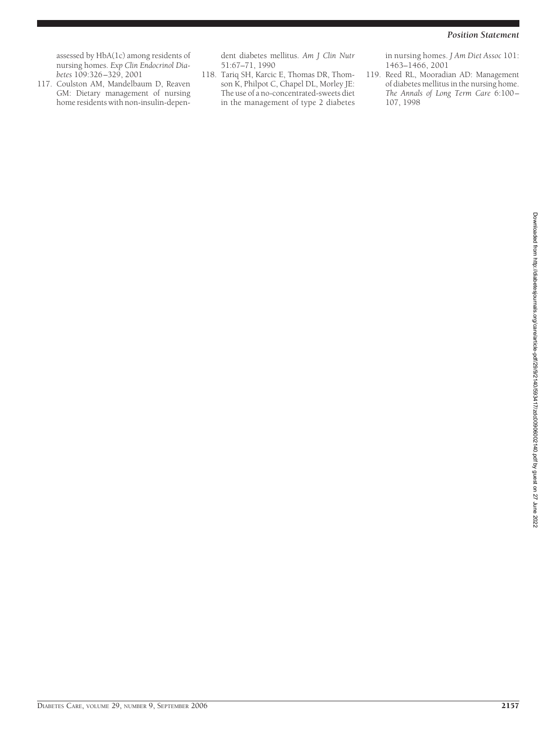assessed by HbA(1c) among residents of nursing homes. *Exp Clin Endocrinol Diabetes* 109:326–329, 2001

117. Coulston AM, Mandelbaum D, Reaven GM: Dietary management of nursing home residents with non-insulin-dependent diabetes mellitus. *Am J Clin Nutr* 51:67–71, 1990
118. Tariq SH, Karcic E, Thomas DR, Thomson K, Philpot C, Chapel DL, Morley JE: The use of a no-concentrated-sweets diet in the management of type 2 diabetes in nursing homes. *J Am Diet Assoc* 101: 1463–1466, 2001
119. Reed RL, Mooradian AD: Management of diabetes mellitus in the nursing home. *The Annals of Long Term Care* 6:100–107, 1998